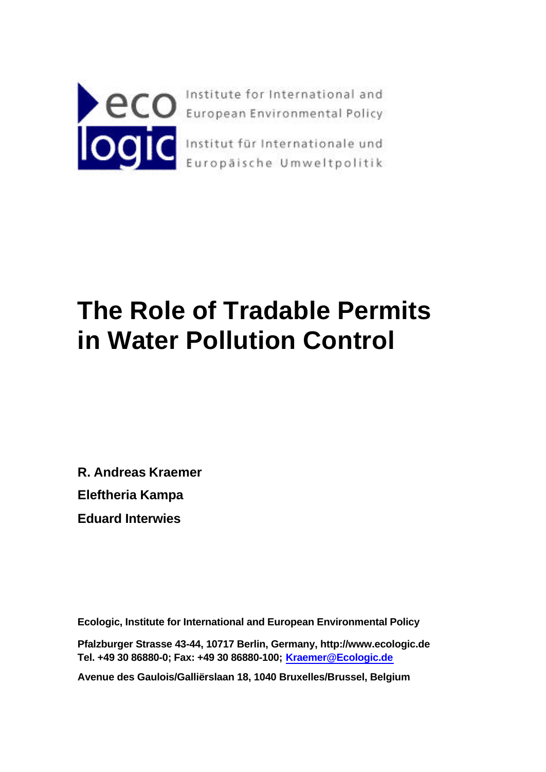Institute for International and European Environmental Policy

Institut für Internationale und Europäische Umweltpolitik

# The Role of Tradable Permits in Water Pollution Control

**R. Andreas Kraemer**

**Eleftheria Kampa**

**Eduard Interwies**

**Ecologic, Institute for International and European Environmental Policy**

**Pfalzburger Strasse 43-44, 10717 Berlin, Germany, http://www.ecologic.de**
**Tel. +49 30 86880-0; Fax: +49 30 86880-100; Kraemer@Ecologic.de**

**Avenue des Gaulois/Galliërslaan 18, 1040 Bruxelles/Brussel, Belgium**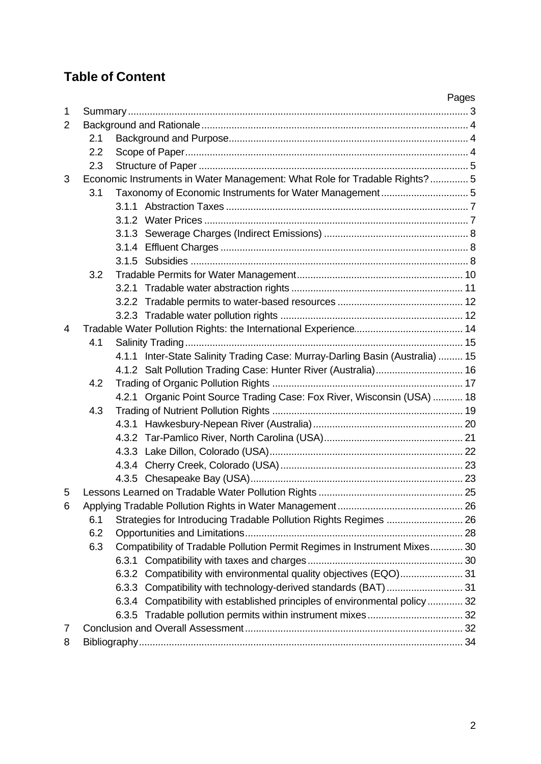# Table of Content

| | | Pages |
|---|---|---|
| 1 | Summary | 3 |
| 2 | Background and Rationale | 4 |
| | 2.1 Background and Purpose | 4 |
| | 2.2 Scope of Paper | 4 |
| | 2.3 Structure of Paper | 5 |
| 3 | Economic Instruments in Water Management: What Role for Tradable Rights? | 5 |
| | 3.1 Taxonomy of Economic Instruments for Water Management | 5 |
| | 3.1.1 Abstraction Taxes | 7 |
| | 3.1.2 Water Prices | 7 |
| | 3.1.3 Sewerage Charges (Indirect Emissions) | 8 |
| | 3.1.4 Effluent Charges | 8 |
| | 3.1.5 Subsidies | 8 |
| | 3.2 Tradable Permits for Water Management | 10 |
| | 3.2.1 Tradable water abstraction rights | 11 |
| | 3.2.2 Tradable permits to water-based resources | 12 |
| | 3.2.3 Tradable water pollution rights | 12 |
| 4 | Tradable Water Pollution Rights: the International Experience | 14 |
| | 4.1 Salinity Trading | 15 |
| | 4.1.1 Inter-State Salinity Trading Case: Murray-Darling Basin (Australia) | 15 |
| | 4.1.2 Salt Pollution Trading Case: Hunter River (Australia) | 16 |
| | 4.2 Trading of Organic Pollution Rights | 17 |
| | 4.2.1 Organic Point Source Trading Case: Fox River, Wisconsin (USA) | 18 |
| | 4.3 Trading of Nutrient Pollution Rights | 19 |
| | 4.3.1 Hawkesbury-Nepean River (Australia) | 20 |
| | 4.3.2 Tar-Pamlico River, North Carolina (USA) | 21 |
| | 4.3.3 Lake Dillon, Colorado (USA) | 22 |
| | 4.3.4 Cherry Creek, Colorado (USA) | 23 |
| | 4.3.5 Chesapeake Bay (USA) | 23 |
| 5 | Lessons Learned on Tradable Water Pollution Rights | 25 |
| 6 | Applying Tradable Pollution Rights in Water Management | 26 |
| | 6.1 Strategies for Introducing Tradable Pollution Rights Regimes | 26 |
| | 6.2 Opportunities and Limitations | 28 |
| | 6.3 Compatibility of Tradable Pollution Permit Regimes in Instrument Mixes | 30 |
| | 6.3.1 Compatibility with taxes and charges | 30 |
| | 6.3.2 Compatibility with environmental quality objectives (EQO) | 31 |
| | 6.3.3 Compatibility with technology-derived standards (BAT) | 31 |
| | 6.3.4 Compatibility with established principles of environmental policy | 32 |
| | 6.3.5 Tradable pollution permits within instrument mixes | 32 |
| 7 | Conclusion and Overall Assessment | 32 |
| 8 | Bibliography | 34 |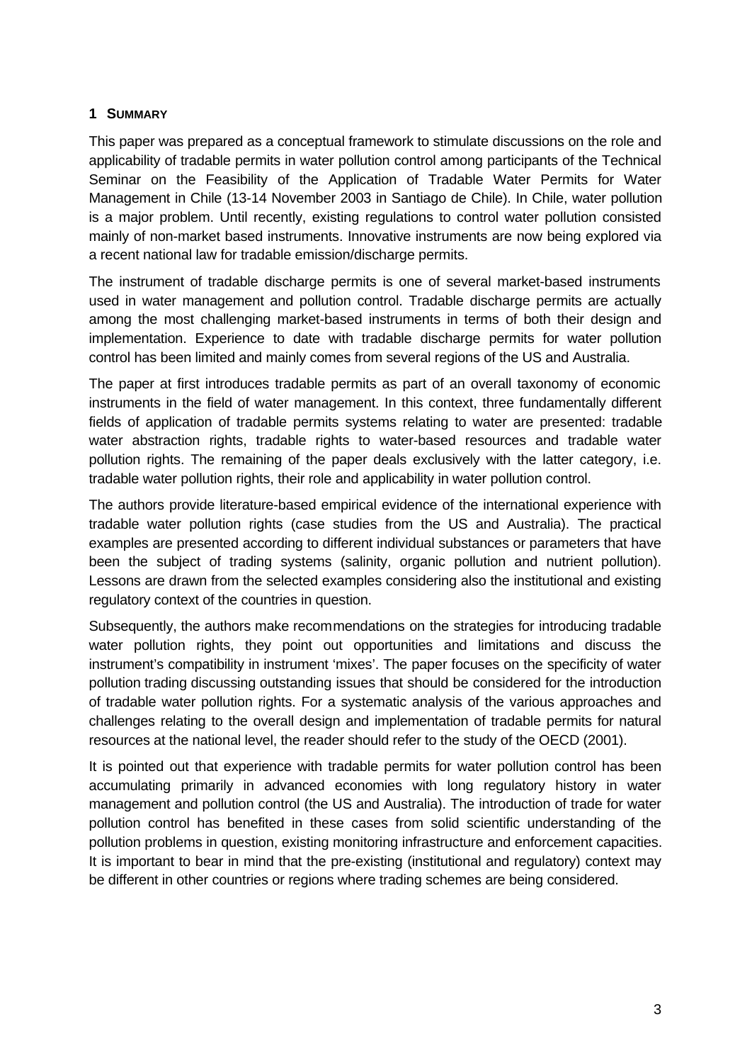# 1 SUMMARY

This paper was prepared as a conceptual framework to stimulate discussions on the role and applicability of tradable permits in water pollution control among participants of the Technical Seminar on the Feasibility of the Application of Tradable Water Permits for Water Management in Chile (13-14 November 2003 in Santiago de Chile). In Chile, water pollution is a major problem. Until recently, existing regulations to control water pollution consisted mainly of non-market based instruments. Innovative instruments are now being explored via a recent national law for tradable emission/discharge permits.

The instrument of tradable discharge permits is one of several market-based instruments used in water management and pollution control. Tradable discharge permits are actually among the most challenging market-based instruments in terms of both their design and implementation. Experience to date with tradable discharge permits for water pollution control has been limited and mainly comes from several regions of the US and Australia.

The paper at first introduces tradable permits as part of an overall taxonomy of economic instruments in the field of water management. In this context, three fundamentally different fields of application of tradable permits systems relating to water are presented: tradable water abstraction rights, tradable rights to water-based resources and tradable water pollution rights. The remaining of the paper deals exclusively with the latter category, i.e. tradable water pollution rights, their role and applicability in water pollution control.

The authors provide literature-based empirical evidence of the international experience with tradable water pollution rights (case studies from the US and Australia). The practical examples are presented according to different individual substances or parameters that have been the subject of trading systems (salinity, organic pollution and nutrient pollution). Lessons are drawn from the selected examples considering also the institutional and existing regulatory context of the countries in question.

Subsequently, the authors make recommendations on the strategies for introducing tradable water pollution rights, they point out opportunities and limitations and discuss the instrument's compatibility in instrument 'mixes'. The paper focuses on the specificity of water pollution trading discussing outstanding issues that should be considered for the introduction of tradable water pollution rights. For a systematic analysis of the various approaches and challenges relating to the overall design and implementation of tradable permits for natural resources at the national level, the reader should refer to the study of the OECD (2001).

It is pointed out that experience with tradable permits for water pollution control has been accumulating primarily in advanced economies with long regulatory history in water management and pollution control (the US and Australia). The introduction of trade for water pollution control has benefited in these cases from solid scientific understanding of the pollution problems in question, existing monitoring infrastructure and enforcement capacities. It is important to bear in mind that the pre-existing (institutional and regulatory) context may be different in other countries or regions where trading schemes are being considered.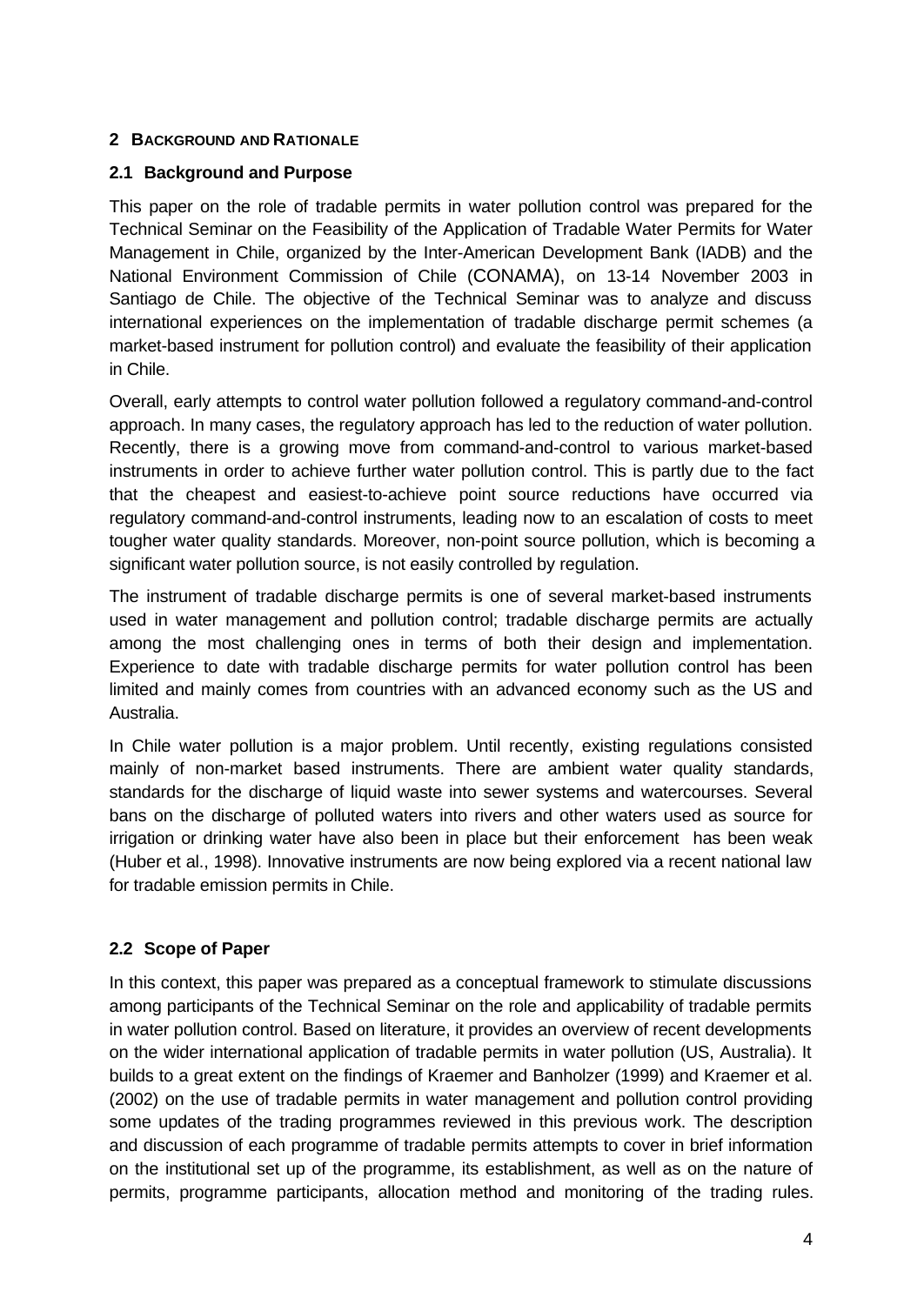## 2 BACKGROUND AND RATIONALE

### 2.1 Background and Purpose

This paper on the role of tradable permits in water pollution control was prepared for the Technical Seminar on the Feasibility of the Application of Tradable Water Permits for Water Management in Chile, organized by the Inter-American Development Bank (IADB) and the National Environment Commission of Chile (CONAMA), on 13-14 November 2003 in Santiago de Chile. The objective of the Technical Seminar was to analyze and discuss international experiences on the implementation of tradable discharge permit schemes (a market-based instrument for pollution control) and evaluate the feasibility of their application in Chile.

Overall, early attempts to control water pollution followed a regulatory command-and-control approach. In many cases, the regulatory approach has led to the reduction of water pollution. Recently, there is a growing move from command-and-control to various market-based instruments in order to achieve further water pollution control. This is partly due to the fact that the cheapest and easiest-to-achieve point source reductions have occurred via regulatory command-and-control instruments, leading now to an escalation of costs to meet tougher water quality standards. Moreover, non-point source pollution, which is becoming a significant water pollution source, is not easily controlled by regulation.

The instrument of tradable discharge permits is one of several market-based instruments used in water management and pollution control; tradable discharge permits are actually among the most challenging ones in terms of both their design and implementation. Experience to date with tradable discharge permits for water pollution control has been limited and mainly comes from countries with an advanced economy such as the US and Australia.

In Chile water pollution is a major problem. Until recently, existing regulations consisted mainly of non-market based instruments. There are ambient water quality standards, standards for the discharge of liquid waste into sewer systems and watercourses. Several bans on the discharge of polluted waters into rivers and other waters used as source for irrigation or drinking water have also been in place but their enforcement has been weak (Huber et al., 1998). Innovative instruments are now being explored via a recent national law for tradable emission permits in Chile.

### 2.2 Scope of Paper

In this context, this paper was prepared as a conceptual framework to stimulate discussions among participants of the Technical Seminar on the role and applicability of tradable permits in water pollution control. Based on literature, it provides an overview of recent developments on the wider international application of tradable permits in water pollution (US, Australia). It builds to a great extent on the findings of Kraemer and Banholzer (1999) and Kraemer et al. (2002) on the use of tradable permits in water management and pollution control providing some updates of the trading programmes reviewed in this previous work. The description and discussion of each programme of tradable permits attempts to cover in brief information on the institutional set up of the programme, its establishment, as well as on the nature of permits, programme participants, allocation method and monitoring of the trading rules.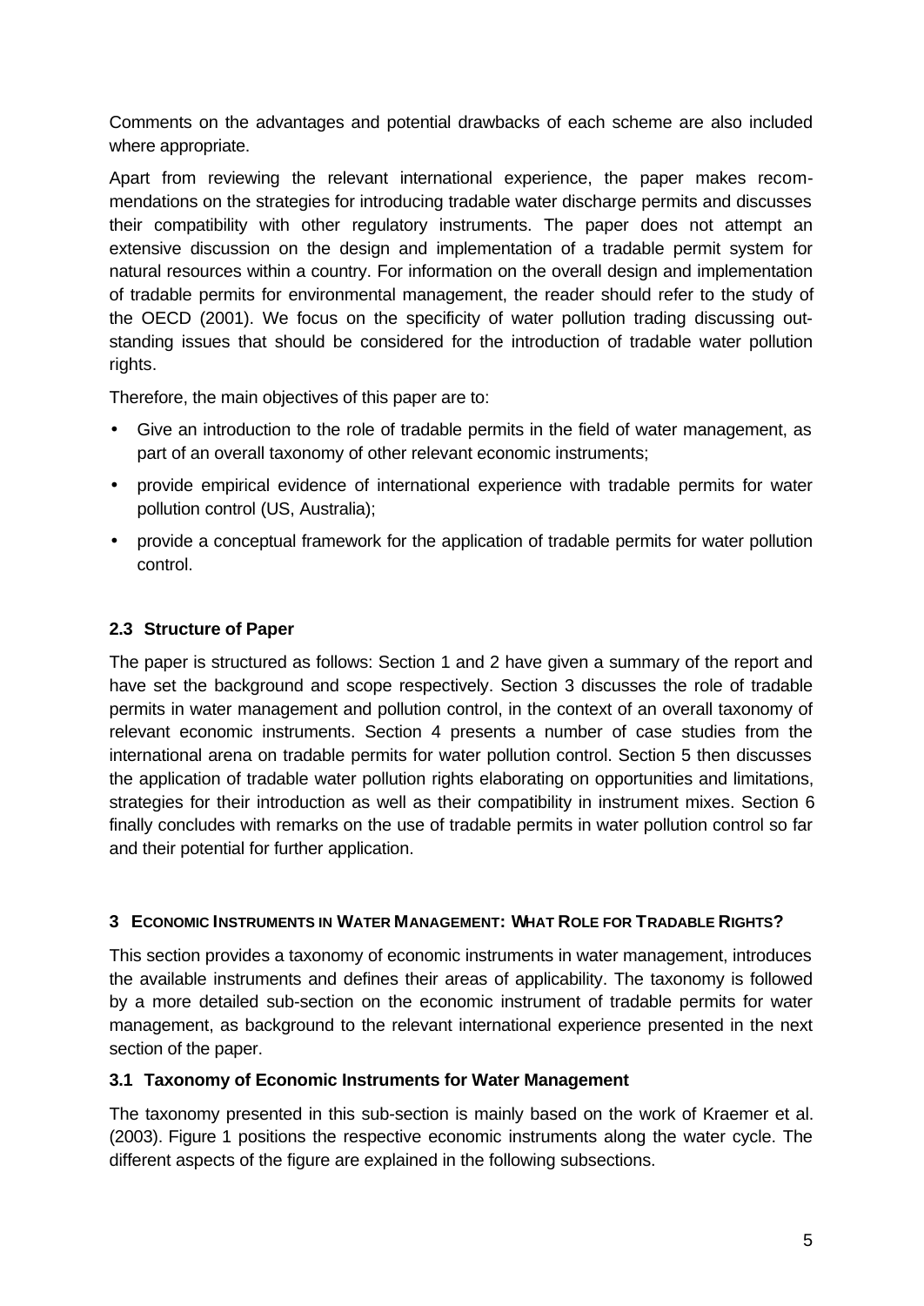Comments on the advantages and potential drawbacks of each scheme are also included where appropriate.

Apart from reviewing the relevant international experience, the paper makes recommendations on the strategies for introducing tradable water discharge permits and discusses their compatibility with other regulatory instruments. The paper does not attempt an extensive discussion on the design and implementation of a tradable permit system for natural resources within a country. For information on the overall design and implementation of tradable permits for environmental management, the reader should refer to the study of the OECD (2001). We focus on the specificity of water pollution trading discussing outstanding issues that should be considered for the introduction of tradable water pollution rights.

Therefore, the main objectives of this paper are to:

- Give an introduction to the role of tradable permits in the field of water management, as part of an overall taxonomy of other relevant economic instruments;
- provide empirical evidence of international experience with tradable permits for water pollution control (US, Australia);
- provide a conceptual framework for the application of tradable permits for water pollution control.

### 2.3 Structure of Paper

The paper is structured as follows: Section 1 and 2 have given a summary of the report and have set the background and scope respectively. Section 3 discusses the role of tradable permits in water management and pollution control, in the context of an overall taxonomy of relevant economic instruments. Section 4 presents a number of case studies from the international arena on tradable permits for water pollution control. Section 5 then discusses the application of tradable water pollution rights elaborating on opportunities and limitations, strategies for their introduction as well as their compatibility in instrument mixes. Section 6 finally concludes with remarks on the use of tradable permits in water pollution control so far and their potential for further application.

## 3 Economic Instruments in Water Management: What Role for Tradable Rights?

This section provides a taxonomy of economic instruments in water management, introduces the available instruments and defines their areas of applicability. The taxonomy is followed by a more detailed sub-section on the economic instrument of tradable permits for water management, as background to the relevant international experience presented in the next section of the paper.

### 3.1 Taxonomy of Economic Instruments for Water Management

The taxonomy presented in this sub-section is mainly based on the work of Kraemer et al. (2003). Figure 1 positions the respective economic instruments along the water cycle. The different aspects of the figure are explained in the following subsections.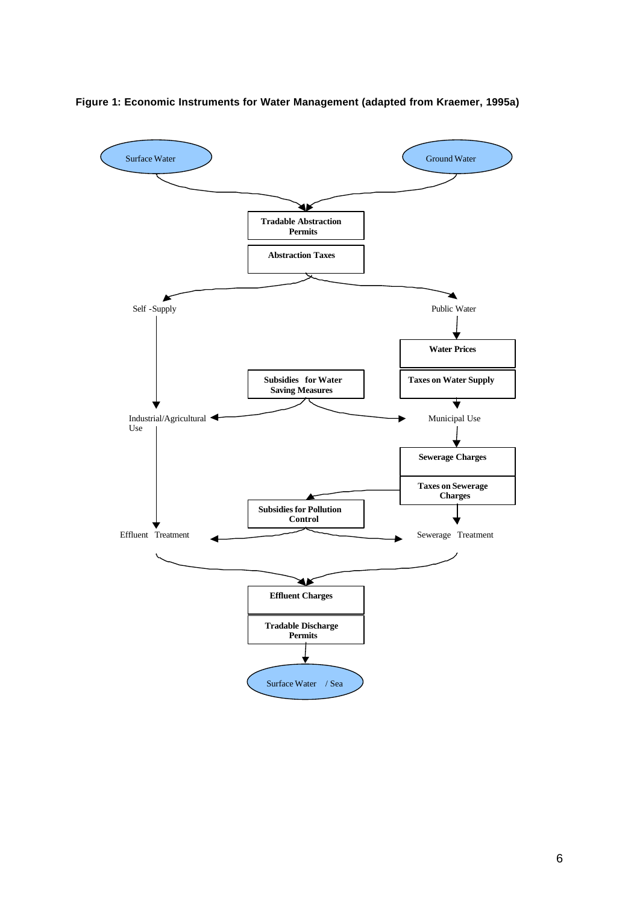**Figure 1: Economic Instruments for Water Management (adapted from Kraemer, 1995a)**

Surface Water

Ground Water

**Tradable Abstraction Permits**

**Abstraction Taxes**

Self -Supply

Public Water

**Water Prices**

**Subsidies for Water Saving Measures**

**Taxes on Water Supply**

Industrial/Agricultural Use

Municipal Use

**Sewerage Charges**

**Taxes on Sewerage Charges**

**Subsidies for Pollution Control**

Effluent Treatment

Sewerage Treatment

**Effluent Charges**

**Tradable Discharge Permits**

Surface Water / Sea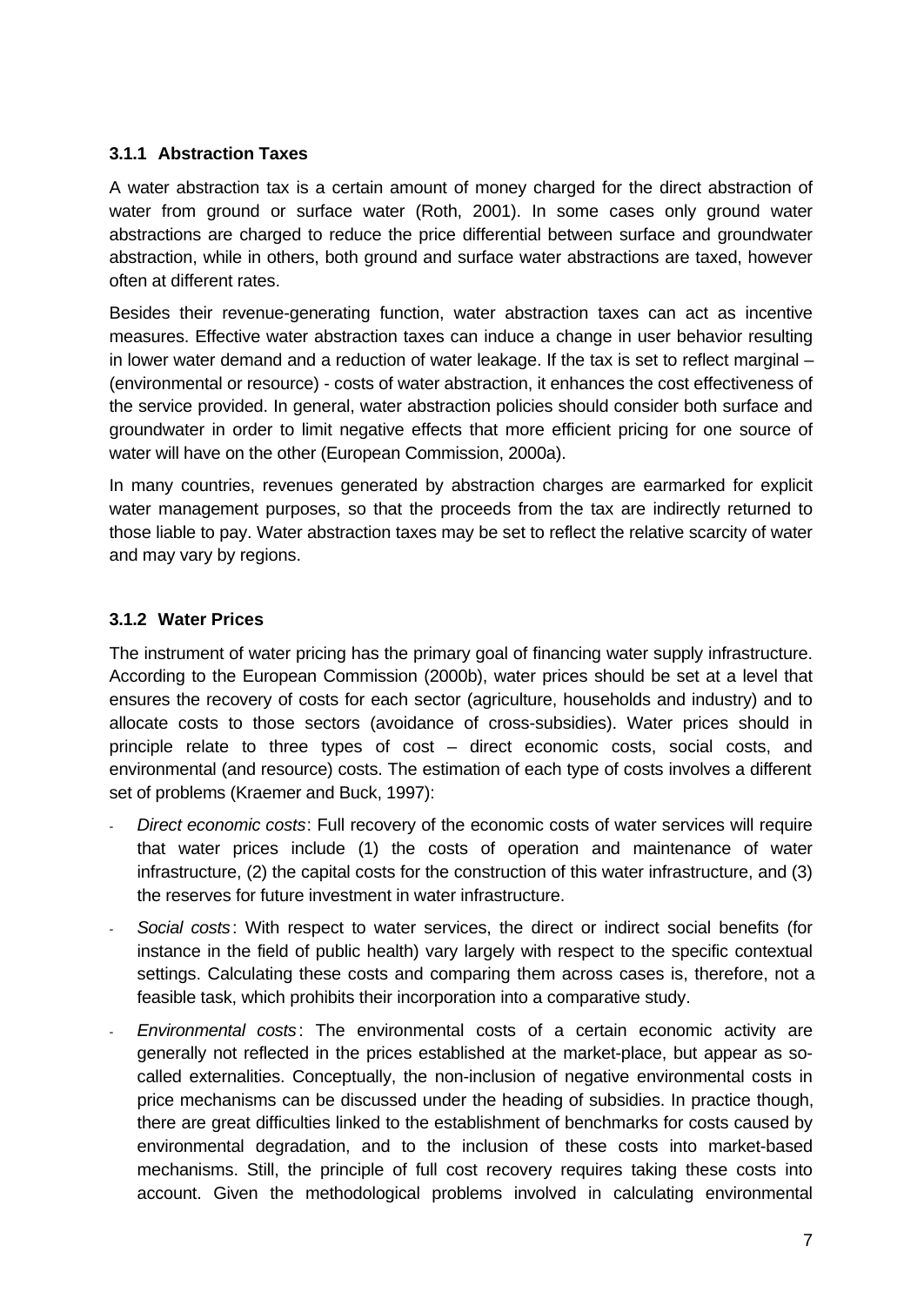### 3.1.1 Abstraction Taxes

A water abstraction tax is a certain amount of money charged for the direct abstraction of water from ground or surface water (Roth, 2001). In some cases only ground water abstractions are charged to reduce the price differential between surface and groundwater abstraction, while in others, both ground and surface water abstractions are taxed, however often at different rates.

Besides their revenue-generating function, water abstraction taxes can act as incentive measures. Effective water abstraction taxes can induce a change in user behavior resulting in lower water demand and a reduction of water leakage. If the tax is set to reflect marginal – (environmental or resource) - costs of water abstraction, it enhances the cost effectiveness of the service provided. In general, water abstraction policies should consider both surface and groundwater in order to limit negative effects that more efficient pricing for one source of water will have on the other (European Commission, 2000a).

In many countries, revenues generated by abstraction charges are earmarked for explicit water management purposes, so that the proceeds from the tax are indirectly returned to those liable to pay. Water abstraction taxes may be set to reflect the relative scarcity of water and may vary by regions.

### 3.1.2 Water Prices

The instrument of water pricing has the primary goal of financing water supply infrastructure. According to the European Commission (2000b), water prices should be set at a level that ensures the recovery of costs for each sector (agriculture, households and industry) and to allocate costs to those sectors (avoidance of cross-subsidies). Water prices should in principle relate to three types of cost – direct economic costs, social costs, and environmental (and resource) costs. The estimation of each type of costs involves a different set of problems (Kraemer and Buck, 1997):

- *Direct economic costs*: Full recovery of the economic costs of water services will require that water prices include (1) the costs of operation and maintenance of water infrastructure, (2) the capital costs for the construction of this water infrastructure, and (3) the reserves for future investment in water infrastructure.
- *Social costs*: With respect to water services, the direct or indirect social benefits (for instance in the field of public health) vary largely with respect to the specific contextual settings. Calculating these costs and comparing them across cases is, therefore, not a feasible task, which prohibits their incorporation into a comparative study.
- *Environmental costs*: The environmental costs of a certain economic activity are generally not reflected in the prices established at the market-place, but appear as so-called externalities. Conceptually, the non-inclusion of negative environmental costs in price mechanisms can be discussed under the heading of subsidies. In practice though, there are great difficulties linked to the establishment of benchmarks for costs caused by environmental degradation, and to the inclusion of these costs into market-based mechanisms. Still, the principle of full cost recovery requires taking these costs into account. Given the methodological problems involved in calculating environmental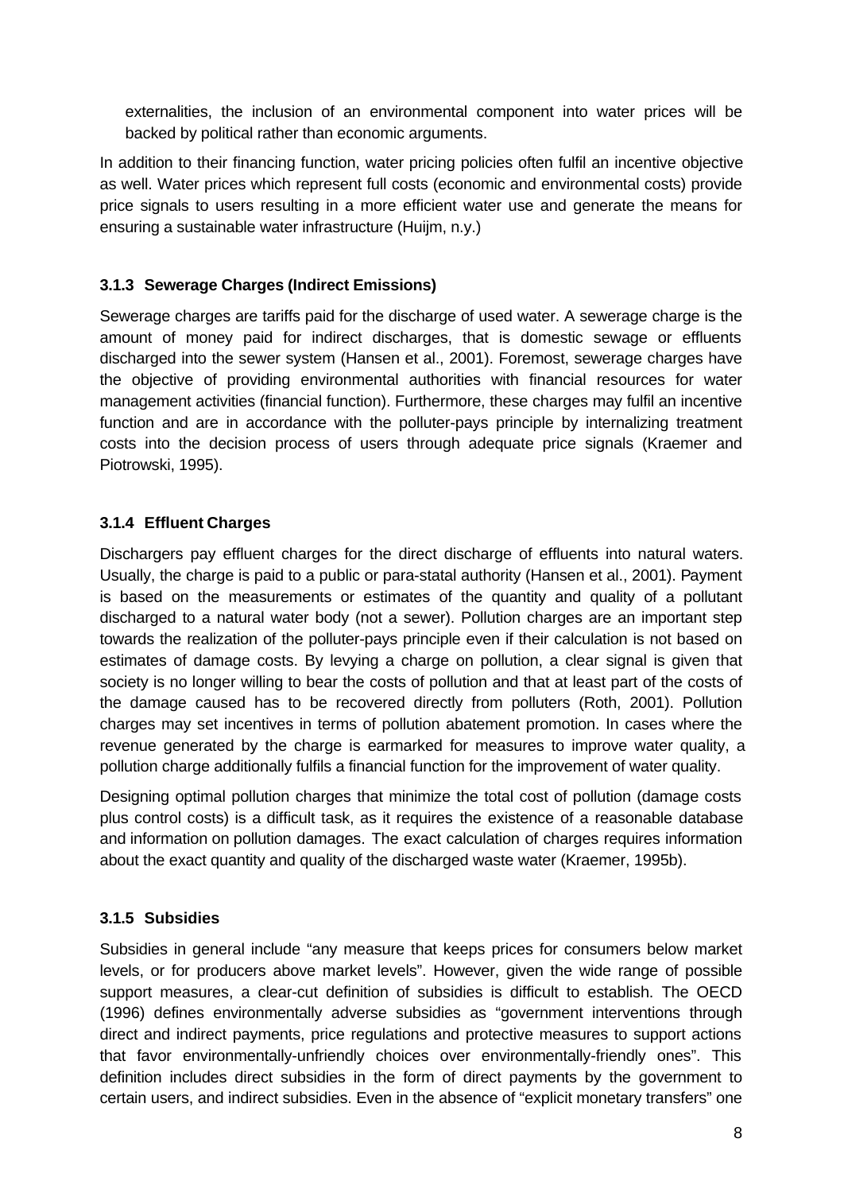externalities, the inclusion of an environmental component into water prices will be backed by political rather than economic arguments.

In addition to their financing function, water pricing policies often fulfil an incentive objective as well. Water prices which represent full costs (economic and environmental costs) provide price signals to users resulting in a more efficient water use and generate the means for ensuring a sustainable water infrastructure (Huijm, n.y.)

### 3.1.3 Sewerage Charges (Indirect Emissions)

Sewerage charges are tariffs paid for the discharge of used water. A sewerage charge is the amount of money paid for indirect discharges, that is domestic sewage or effluents discharged into the sewer system (Hansen et al., 2001). Foremost, sewerage charges have the objective of providing environmental authorities with financial resources for water management activities (financial function). Furthermore, these charges may fulfil an incentive function and are in accordance with the polluter-pays principle by internalizing treatment costs into the decision process of users through adequate price signals (Kraemer and Piotrowski, 1995).

### 3.1.4 Effluent Charges

Dischargers pay effluent charges for the direct discharge of effluents into natural waters. Usually, the charge is paid to a public or para-statal authority (Hansen et al., 2001). Payment is based on the measurements or estimates of the quantity and quality of a pollutant discharged to a natural water body (not a sewer). Pollution charges are an important step towards the realization of the polluter-pays principle even if their calculation is not based on estimates of damage costs. By levying a charge on pollution, a clear signal is given that society is no longer willing to bear the costs of pollution and that at least part of the costs of the damage caused has to be recovered directly from polluters (Roth, 2001). Pollution charges may set incentives in terms of pollution abatement promotion. In cases where the revenue generated by the charge is earmarked for measures to improve water quality, a pollution charge additionally fulfils a financial function for the improvement of water quality.

Designing optimal pollution charges that minimize the total cost of pollution (damage costs plus control costs) is a difficult task, as it requires the existence of a reasonable database and information on pollution damages. The exact calculation of charges requires information about the exact quantity and quality of the discharged waste water (Kraemer, 1995b).

### 3.1.5 Subsidies

Subsidies in general include "any measure that keeps prices for consumers below market levels, or for producers above market levels". However, given the wide range of possible support measures, a clear-cut definition of subsidies is difficult to establish. The OECD (1996) defines environmentally adverse subsidies as "government interventions through direct and indirect payments, price regulations and protective measures to support actions that favor environmentally-unfriendly choices over environmentally-friendly ones". This definition includes direct subsidies in the form of direct payments by the government to certain users, and indirect subsidies. Even in the absence of "explicit monetary transfers" one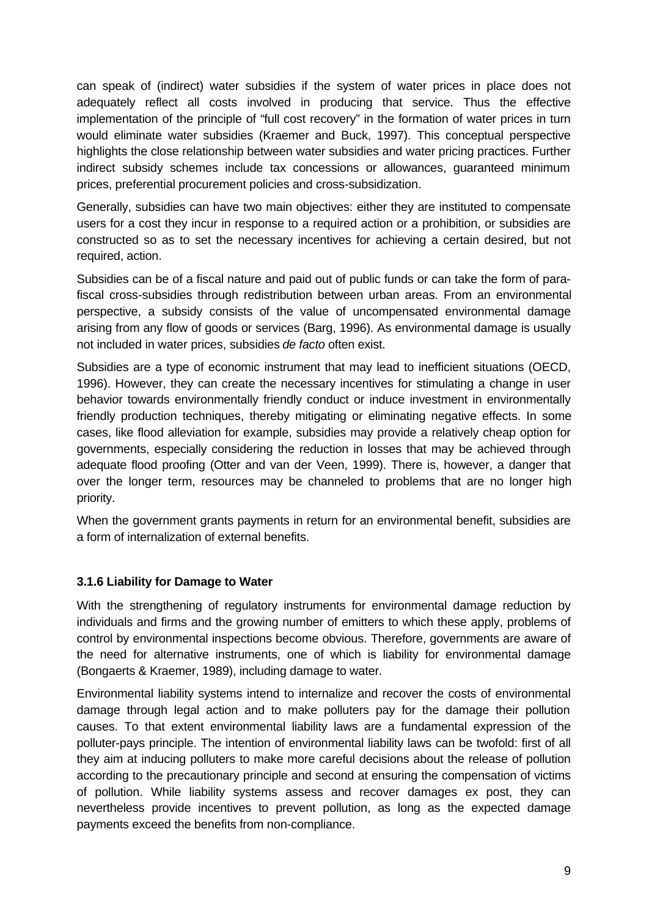can speak of (indirect) water subsidies if the system of water prices in place does not adequately reflect all costs involved in producing that service. Thus the effective implementation of the principle of "full cost recovery" in the formation of water prices in turn would eliminate water subsidies (Kraemer and Buck, 1997). This conceptual perspective highlights the close relationship between water subsidies and water pricing practices. Further indirect subsidy schemes include tax concessions or allowances, guaranteed minimum prices, preferential procurement policies and cross-subsidization.

Generally, subsidies can have two main objectives: either they are instituted to compensate users for a cost they incur in response to a required action or a prohibition, or subsidies are constructed so as to set the necessary incentives for achieving a certain desired, but not required, action.

Subsidies can be of a fiscal nature and paid out of public funds or can take the form of para-fiscal cross-subsidies through redistribution between urban areas. From an environmental perspective, a subsidy consists of the value of uncompensated environmental damage arising from any flow of goods or services (Barg, 1996). As environmental damage is usually not included in water prices, subsidies *de facto* often exist.

Subsidies are a type of economic instrument that may lead to inefficient situations (OECD, 1996). However, they can create the necessary incentives for stimulating a change in user behavior towards environmentally friendly conduct or induce investment in environmentally friendly production techniques, thereby mitigating or eliminating negative effects. In some cases, like flood alleviation for example, subsidies may provide a relatively cheap option for governments, especially considering the reduction in losses that may be achieved through adequate flood proofing (Otter and van der Veen, 1999). There is, however, a danger that over the longer term, resources may be channeled to problems that are no longer high priority.

When the government grants payments in return for an environmental benefit, subsidies are a form of internalization of external benefits.

### 3.1.6 Liability for Damage to Water

With the strengthening of regulatory instruments for environmental damage reduction by individuals and firms and the growing number of emitters to which these apply, problems of control by environmental inspections become obvious. Therefore, governments are aware of the need for alternative instruments, one of which is liability for environmental damage (Bongaerts & Kraemer, 1989), including damage to water.

Environmental liability systems intend to internalize and recover the costs of environmental damage through legal action and to make polluters pay for the damage their pollution causes. To that extent environmental liability laws are a fundamental expression of the polluter-pays principle. The intention of environmental liability laws can be twofold: first of all they aim at inducing polluters to make more careful decisions about the release of pollution according to the precautionary principle and second at ensuring the compensation of victims of pollution. While liability systems assess and recover damages ex post, they can nevertheless provide incentives to prevent pollution, as long as the expected damage payments exceed the benefits from non-compliance.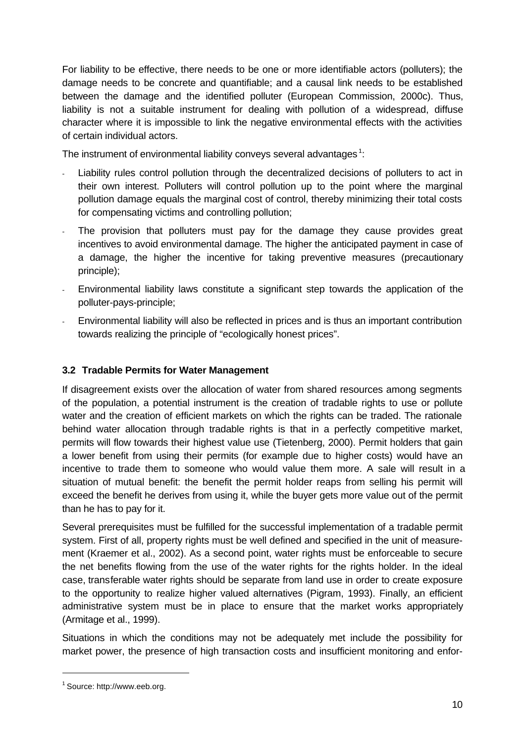For liability to be effective, there needs to be one or more identifiable actors (polluters); the damage needs to be concrete and quantifiable; and a causal link needs to be established between the damage and the identified polluter (European Commission, 2000c). Thus, liability is not a suitable instrument for dealing with pollution of a widespread, diffuse character where it is impossible to link the negative environmental effects with the activities of certain individual actors.

The instrument of environmental liability conveys several advantages[1]:

- Liability rules control pollution through the decentralized decisions of polluters to act in their own interest. Polluters will control pollution up to the point where the marginal pollution damage equals the marginal cost of control, thereby minimizing their total costs for compensating victims and controlling pollution;
- The provision that polluters must pay for the damage they cause provides great incentives to avoid environmental damage. The higher the anticipated payment in case of a damage, the higher the incentive for taking preventive measures (precautionary principle);
- Environmental liability laws constitute a significant step towards the application of the polluter-pays-principle;
- Environmental liability will also be reflected in prices and is thus an important contribution towards realizing the principle of "ecologically honest prices".

### 3.2 Tradable Permits for Water Management

If disagreement exists over the allocation of water from shared resources among segments of the population, a potential instrument is the creation of tradable rights to use or pollute water and the creation of efficient markets on which the rights can be traded. The rationale behind water allocation through tradable rights is that in a perfectly competitive market, permits will flow towards their highest value use (Tietenberg, 2000). Permit holders that gain a lower benefit from using their permits (for example due to higher costs) would have an incentive to trade them to someone who would value them more. A sale will result in a situation of mutual benefit: the benefit the permit holder reaps from selling his permit will exceed the benefit he derives from using it, while the buyer gets more value out of the permit than he has to pay for it.

Several prerequisites must be fulfilled for the successful implementation of a tradable permit system. First of all, property rights must be well defined and specified in the unit of measurement (Kraemer et al., 2002). As a second point, water rights must be enforceable to secure the net benefits flowing from the use of the water rights for the rights holder. In the ideal case, transferable water rights should be separate from land use in order to create exposure to the opportunity to realize higher valued alternatives (Pigram, 1993). Finally, an efficient administrative system must be in place to ensure that the market works appropriately (Armitage et al., 1999).

Situations in which the conditions may not be adequately met include the possibility for market power, the presence of high transaction costs and insufficient monitoring and enfor-

[1] Source: http://www.eeb.org.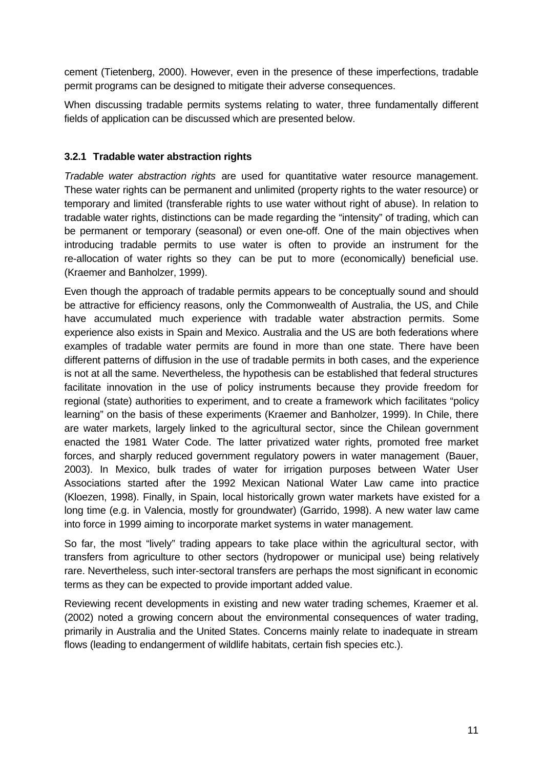cement (Tietenberg, 2000). However, even in the presence of these imperfections, tradable permit programs can be designed to mitigate their adverse consequences.

When discussing tradable permits systems relating to water, three fundamentally different fields of application can be discussed which are presented below.

### 3.2.1 Tradable water abstraction rights

*Tradable water abstraction rights* are used for quantitative water resource management. These water rights can be permanent and unlimited (property rights to the water resource) or temporary and limited (transferable rights to use water without right of abuse). In relation to tradable water rights, distinctions can be made regarding the "intensity" of trading, which can be permanent or temporary (seasonal) or even one-off. One of the main objectives when introducing tradable permits to use water is often to provide an instrument for the re-allocation of water rights so they can be put to more (economically) beneficial use. (Kraemer and Banholzer, 1999).

Even though the approach of tradable permits appears to be conceptually sound and should be attractive for efficiency reasons, only the Commonwealth of Australia, the US, and Chile have accumulated much experience with tradable water abstraction permits. Some experience also exists in Spain and Mexico. Australia and the US are both federations where examples of tradable water permits are found in more than one state. There have been different patterns of diffusion in the use of tradable permits in both cases, and the experience is not at all the same. Nevertheless, the hypothesis can be established that federal structures facilitate innovation in the use of policy instruments because they provide freedom for regional (state) authorities to experiment, and to create a framework which facilitates "policy learning" on the basis of these experiments (Kraemer and Banholzer, 1999). In Chile, there are water markets, largely linked to the agricultural sector, since the Chilean government enacted the 1981 Water Code. The latter privatized water rights, promoted free market forces, and sharply reduced government regulatory powers in water management (Bauer, 2003). In Mexico, bulk trades of water for irrigation purposes between Water User Associations started after the 1992 Mexican National Water Law came into practice (Kloezen, 1998). Finally, in Spain, local historically grown water markets have existed for a long time (e.g. in Valencia, mostly for groundwater) (Garrido, 1998). A new water law came into force in 1999 aiming to incorporate market systems in water management.

So far, the most "lively" trading appears to take place within the agricultural sector, with transfers from agriculture to other sectors (hydropower or municipal use) being relatively rare. Nevertheless, such inter-sectoral transfers are perhaps the most significant in economic terms as they can be expected to provide important added value.

Reviewing recent developments in existing and new water trading schemes, Kraemer et al. (2002) noted a growing concern about the environmental consequences of water trading, primarily in Australia and the United States. Concerns mainly relate to inadequate in stream flows (leading to endangerment of wildlife habitats, certain fish species etc.).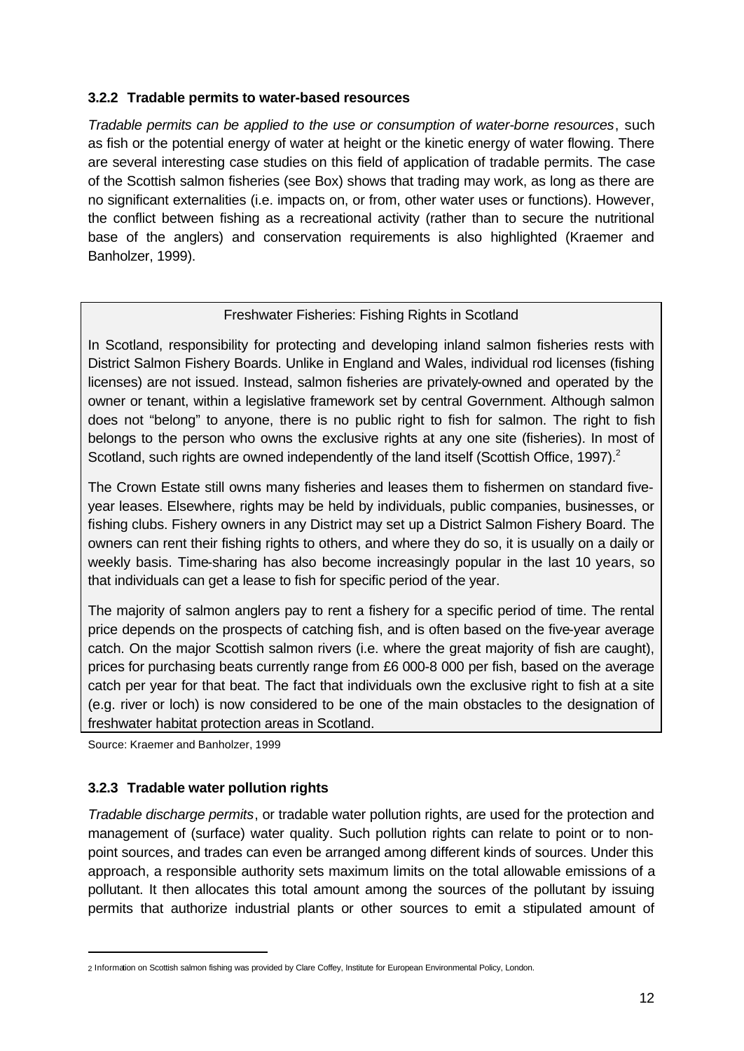### 3.2.2 Tradable permits to water-based resources

*Tradable permits can be applied to the use or consumption of water-borne resources*, such as fish or the potential energy of water at height or the kinetic energy of water flowing. There are several interesting case studies on this field of application of tradable permits. The case of the Scottish salmon fisheries (see Box) shows that trading may work, as long as there are no significant externalities (i.e. impacts on, or from, other water uses or functions). However, the conflict between fishing as a recreational activity (rather than to secure the nutritional base of the anglers) and conservation requirements is also highlighted (Kraemer and Banholzer, 1999).

> Freshwater Fisheries: Fishing Rights in Scotland
>
> In Scotland, responsibility for protecting and developing inland salmon fisheries rests with District Salmon Fishery Boards. Unlike in England and Wales, individual rod licenses (fishing licenses) are not issued. Instead, salmon fisheries are privately-owned and operated by the owner or tenant, within a legislative framework set by central Government. Although salmon does not "belong" to anyone, there is no public right to fish for salmon. The right to fish belongs to the person who owns the exclusive rights at any one site (fisheries). In most of Scotland, such rights are owned independently of the land itself (Scottish Office, 1997).[2]
>
> The Crown Estate still owns many fisheries and leases them to fishermen on standard five-year leases. Elsewhere, rights may be held by individuals, public companies, businesses, or fishing clubs. Fishery owners in any District may set up a District Salmon Fishery Board. The owners can rent their fishing rights to others, and where they do so, it is usually on a daily or weekly basis. Time-sharing has also become increasingly popular in the last 10 years, so that individuals can get a lease to fish for specific period of the year.
>
> The majority of salmon anglers pay to rent a fishery for a specific period of time. The rental price depends on the prospects of catching fish, and is often based on the five-year average catch. On the major Scottish salmon rivers (i.e. where the great majority of fish are caught), prices for purchasing beats currently range from £6 000-8 000 per fish, based on the average catch per year for that beat. The fact that individuals own the exclusive right to fish at a site (e.g. river or loch) is now considered to be one of the main obstacles to the designation of freshwater habitat protection areas in Scotland.

Source: Kraemer and Banholzer, 1999

### 3.2.3 Tradable water pollution rights

*Tradable discharge permits*, or tradable water pollution rights, are used for the protection and management of (surface) water quality. Such pollution rights can relate to point or to non-point sources, and trades can even be arranged among different kinds of sources. Under this approach, a responsible authority sets maximum limits on the total allowable emissions of a pollutant. It then allocates this total amount among the sources of the pollutant by issuing permits that authorize industrial plants or other sources to emit a stipulated amount of

---

[2] Information on Scottish salmon fishing was provided by Clare Coffey, Institute for European Environmental Policy, London.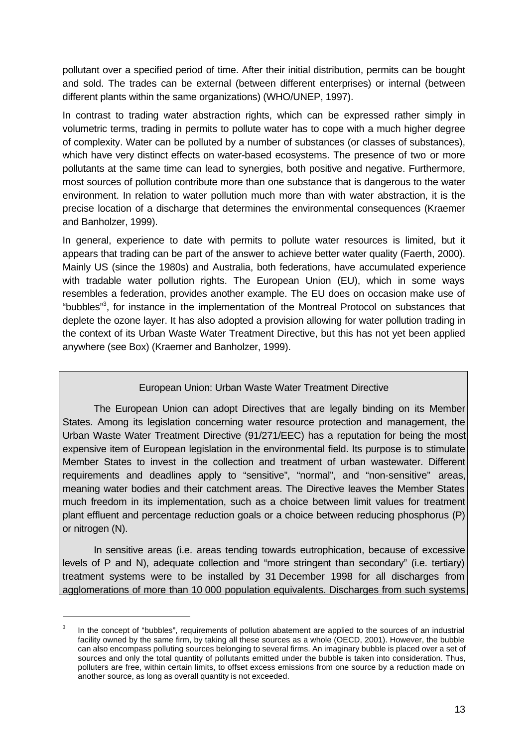pollutant over a specified period of time. After their initial distribution, permits can be bought and sold. The trades can be external (between different enterprises) or internal (between different plants within the same organizations) (WHO/UNEP, 1997).

In contrast to trading water abstraction rights, which can be expressed rather simply in volumetric terms, trading in permits to pollute water has to cope with a much higher degree of complexity. Water can be polluted by a number of substances (or classes of substances), which have very distinct effects on water-based ecosystems. The presence of two or more pollutants at the same time can lead to synergies, both positive and negative. Furthermore, most sources of pollution contribute more than one substance that is dangerous to the water environment. In relation to water pollution much more than with water abstraction, it is the precise location of a discharge that determines the environmental consequences (Kraemer and Banholzer, 1999).

In general, experience to date with permits to pollute water resources is limited, but it appears that trading can be part of the answer to achieve better water quality (Faerth, 2000). Mainly US (since the 1980s) and Australia, both federations, have accumulated experience with tradable water pollution rights. The European Union (EU), which in some ways resembles a federation, provides another example. The EU does on occasion make use of "bubbles"[3], for instance in the implementation of the Montreal Protocol on substances that deplete the ozone layer. It has also adopted a provision allowing for water pollution trading in the context of its Urban Waste Water Treatment Directive, but this has not yet been applied anywhere (see Box) (Kraemer and Banholzer, 1999).

> European Union: Urban Waste Water Treatment Directive
>
> The European Union can adopt Directives that are legally binding on its Member States. Among its legislation concerning water resource protection and management, the Urban Waste Water Treatment Directive (91/271/EEC) has a reputation for being the most expensive item of European legislation in the environmental field. Its purpose is to stimulate Member States to invest in the collection and treatment of urban wastewater. Different requirements and deadlines apply to "sensitive", "normal", and "non-sensitive" areas, meaning water bodies and their catchment areas. The Directive leaves the Member States much freedom in its implementation, such as a choice between limit values for treatment plant effluent and percentage reduction goals or a choice between reducing phosphorus (P) or nitrogen (N).
>
> In sensitive areas (i.e. areas tending towards eutrophication, because of excessive levels of P and N), adequate collection and "more stringent than secondary" (i.e. tertiary) treatment systems were to be installed by 31 December 1998 for all discharges from agglomerations of more than 10 000 population equivalents. Discharges from such systems

[3] In the concept of "bubbles", requirements of pollution abatement are applied to the sources of an industrial facility owned by the same firm, by taking all these sources as a whole (OECD, 2001). However, the bubble can also encompass polluting sources belonging to several firms. An imaginary bubble is placed over a set of sources and only the total quantity of pollutants emitted under the bubble is taken into consideration. Thus, polluters are free, within certain limits, to offset excess emissions from one source by a reduction made on another source, as long as overall quantity is not exceeded.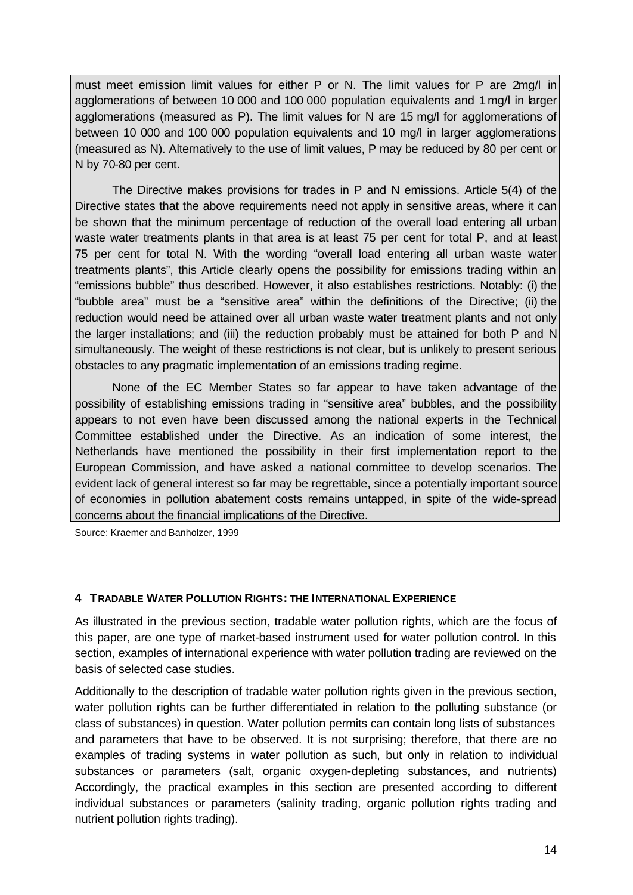must meet emission limit values for either P or N. The limit values for P are 2mg/l in agglomerations of between 10 000 and 100 000 population equivalents and 1 mg/l in larger agglomerations (measured as P). The limit values for N are 15 mg/l for agglomerations of between 10 000 and 100 000 population equivalents and 10 mg/l in larger agglomerations (measured as N). Alternatively to the use of limit values, P may be reduced by 80 per cent or N by 70-80 per cent.

The Directive makes provisions for trades in P and N emissions. Article 5(4) of the Directive states that the above requirements need not apply in sensitive areas, where it can be shown that the minimum percentage of reduction of the overall load entering all urban waste water treatments plants in that area is at least 75 per cent for total P, and at least 75 per cent for total N. With the wording "overall load entering all urban waste water treatments plants", this Article clearly opens the possibility for emissions trading within an "emissions bubble" thus described. However, it also establishes restrictions. Notably: (i) the "bubble area" must be a "sensitive area" within the definitions of the Directive; (ii) the reduction would need be attained over all urban waste water treatment plants and not only the larger installations; and (iii) the reduction probably must be attained for both P and N simultaneously. The weight of these restrictions is not clear, but is unlikely to present serious obstacles to any pragmatic implementation of an emissions trading regime.

None of the EC Member States so far appear to have taken advantage of the possibility of establishing emissions trading in "sensitive area" bubbles, and the possibility appears to not even have been discussed among the national experts in the Technical Committee established under the Directive. As an indication of some interest, the Netherlands have mentioned the possibility in their first implementation report to the European Commission, and have asked a national committee to develop scenarios. The evident lack of general interest so far may be regrettable, since a potentially important source of economies in pollution abatement costs remains untapped, in spite of the wide-spread concerns about the financial implications of the Directive.

Source: Kraemer and Banholzer, 1999

## 4 Tradable Water Pollution Rights: the International Experience

As illustrated in the previous section, tradable water pollution rights, which are the focus of this paper, are one type of market-based instrument used for water pollution control. In this section, examples of international experience with water pollution trading are reviewed on the basis of selected case studies.

Additionally to the description of tradable water pollution rights given in the previous section, water pollution rights can be further differentiated in relation to the polluting substance (or class of substances) in question. Water pollution permits can contain long lists of substances and parameters that have to be observed. It is not surprising; therefore, that there are no examples of trading systems in water pollution as such, but only in relation to individual substances or parameters (salt, organic oxygen-depleting substances, and nutrients) Accordingly, the practical examples in this section are presented according to different individual substances or parameters (salinity trading, organic pollution rights trading and nutrient pollution rights trading).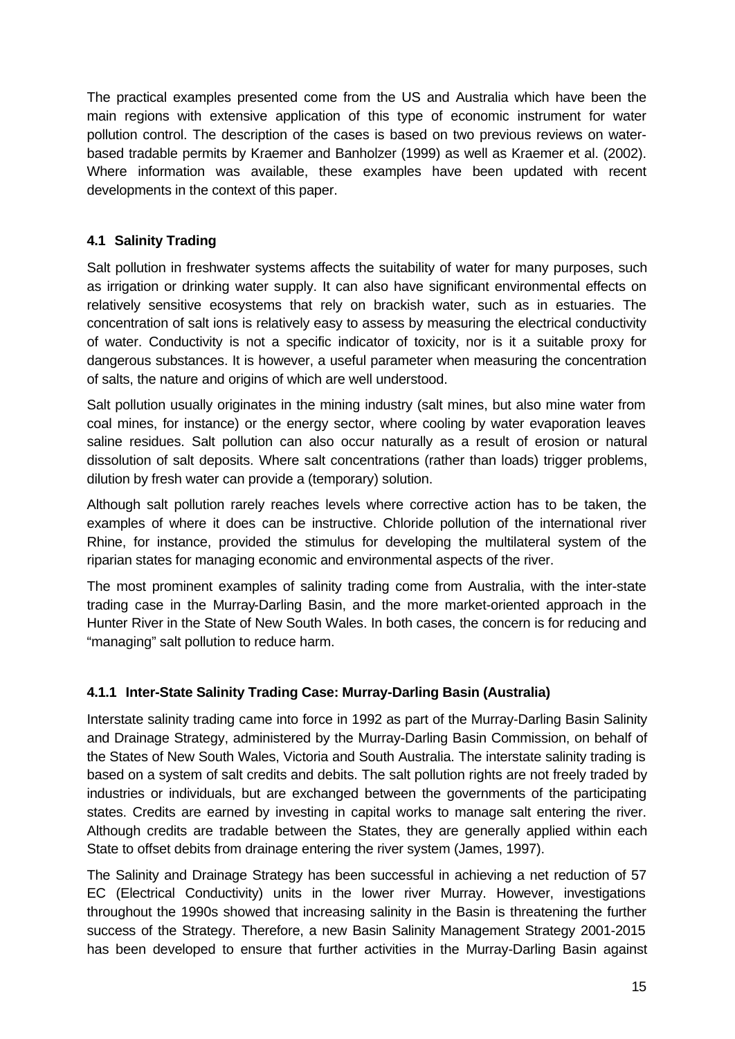The practical examples presented come from the US and Australia which have been the main regions with extensive application of this type of economic instrument for water pollution control. The description of the cases is based on two previous reviews on water-based tradable permits by Kraemer and Banholzer (1999) as well as Kraemer et al. (2002). Where information was available, these examples have been updated with recent developments in the context of this paper.

### 4.1 Salinity Trading

Salt pollution in freshwater systems affects the suitability of water for many purposes, such as irrigation or drinking water supply. It can also have significant environmental effects on relatively sensitive ecosystems that rely on brackish water, such as in estuaries. The concentration of salt ions is relatively easy to assess by measuring the electrical conductivity of water. Conductivity is not a specific indicator of toxicity, nor is it a suitable proxy for dangerous substances. It is however, a useful parameter when measuring the concentration of salts, the nature and origins of which are well understood.

Salt pollution usually originates in the mining industry (salt mines, but also mine water from coal mines, for instance) or the energy sector, where cooling by water evaporation leaves saline residues. Salt pollution can also occur naturally as a result of erosion or natural dissolution of salt deposits. Where salt concentrations (rather than loads) trigger problems, dilution by fresh water can provide a (temporary) solution.

Although salt pollution rarely reaches levels where corrective action has to be taken, the examples of where it does can be instructive. Chloride pollution of the international river Rhine, for instance, provided the stimulus for developing the multilateral system of the riparian states for managing economic and environmental aspects of the river.

The most prominent examples of salinity trading come from Australia, with the inter-state trading case in the Murray-Darling Basin, and the more market-oriented approach in the Hunter River in the State of New South Wales. In both cases, the concern is for reducing and "managing" salt pollution to reduce harm.

#### 4.1.1 Inter-State Salinity Trading Case: Murray-Darling Basin (Australia)

Interstate salinity trading came into force in 1992 as part of the Murray-Darling Basin Salinity and Drainage Strategy, administered by the Murray-Darling Basin Commission, on behalf of the States of New South Wales, Victoria and South Australia. The interstate salinity trading is based on a system of salt credits and debits. The salt pollution rights are not freely traded by industries or individuals, but are exchanged between the governments of the participating states. Credits are earned by investing in capital works to manage salt entering the river. Although credits are tradable between the States, they are generally applied within each State to offset debits from drainage entering the river system (James, 1997).

The Salinity and Drainage Strategy has been successful in achieving a net reduction of 57 EC (Electrical Conductivity) units in the lower river Murray. However, investigations throughout the 1990s showed that increasing salinity in the Basin is threatening the further success of the Strategy. Therefore, a new Basin Salinity Management Strategy 2001-2015 has been developed to ensure that further activities in the Murray-Darling Basin against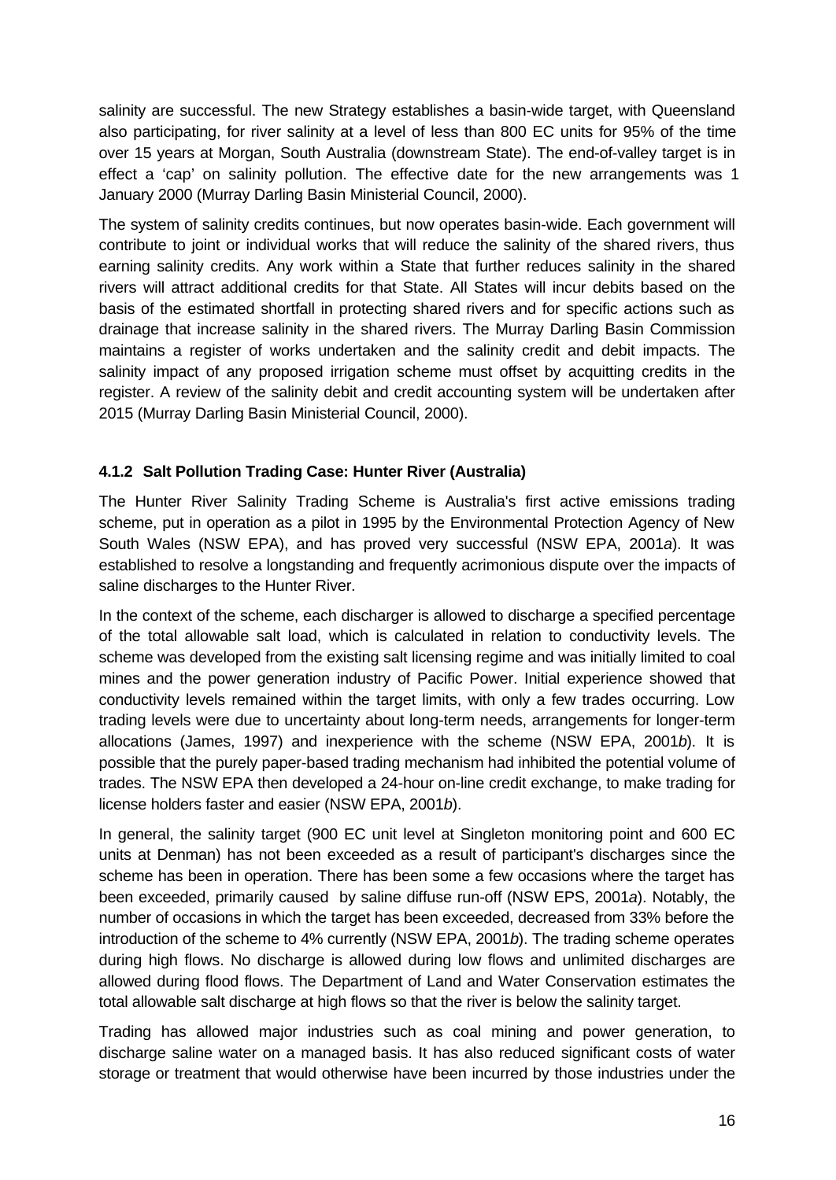salinity are successful. The new Strategy establishes a basin-wide target, with Queensland also participating, for river salinity at a level of less than 800 EC units for 95% of the time over 15 years at Morgan, South Australia (downstream State). The end-of-valley target is in effect a 'cap' on salinity pollution. The effective date for the new arrangements was 1 January 2000 (Murray Darling Basin Ministerial Council, 2000).

The system of salinity credits continues, but now operates basin-wide. Each government will contribute to joint or individual works that will reduce the salinity of the shared rivers, thus earning salinity credits. Any work within a State that further reduces salinity in the shared rivers will attract additional credits for that State. All States will incur debits based on the basis of the estimated shortfall in protecting shared rivers and for specific actions such as drainage that increase salinity in the shared rivers. The Murray Darling Basin Commission maintains a register of works undertaken and the salinity credit and debit impacts. The salinity impact of any proposed irrigation scheme must offset by acquitting credits in the register. A review of the salinity debit and credit accounting system will be undertaken after 2015 (Murray Darling Basin Ministerial Council, 2000).

#### 4.1.2 Salt Pollution Trading Case: Hunter River (Australia)

The Hunter River Salinity Trading Scheme is Australia's first active emissions trading scheme, put in operation as a pilot in 1995 by the Environmental Protection Agency of New South Wales (NSW EPA), and has proved very successful (NSW EPA, 2001*a*). It was established to resolve a longstanding and frequently acrimonious dispute over the impacts of saline discharges to the Hunter River.

In the context of the scheme, each discharger is allowed to discharge a specified percentage of the total allowable salt load, which is calculated in relation to conductivity levels. The scheme was developed from the existing salt licensing regime and was initially limited to coal mines and the power generation industry of Pacific Power. Initial experience showed that conductivity levels remained within the target limits, with only a few trades occurring. Low trading levels were due to uncertainty about long-term needs, arrangements for longer-term allocations (James, 1997) and inexperience with the scheme (NSW EPA, 2001*b*). It is possible that the purely paper-based trading mechanism had inhibited the potential volume of trades. The NSW EPA then developed a 24-hour on-line credit exchange, to make trading for license holders faster and easier (NSW EPA, 2001*b*).

In general, the salinity target (900 EC unit level at Singleton monitoring point and 600 EC units at Denman) has not been exceeded as a result of participant's discharges since the scheme has been in operation. There has been some a few occasions where the target has been exceeded, primarily caused by saline diffuse run-off (NSW EPS, 2001*a*). Notably, the number of occasions in which the target has been exceeded, decreased from 33% before the introduction of the scheme to 4% currently (NSW EPA, 2001*b*). The trading scheme operates during high flows. No discharge is allowed during low flows and unlimited discharges are allowed during flood flows. The Department of Land and Water Conservation estimates the total allowable salt discharge at high flows so that the river is below the salinity target.

Trading has allowed major industries such as coal mining and power generation, to discharge saline water on a managed basis. It has also reduced significant costs of water storage or treatment that would otherwise have been incurred by those industries under the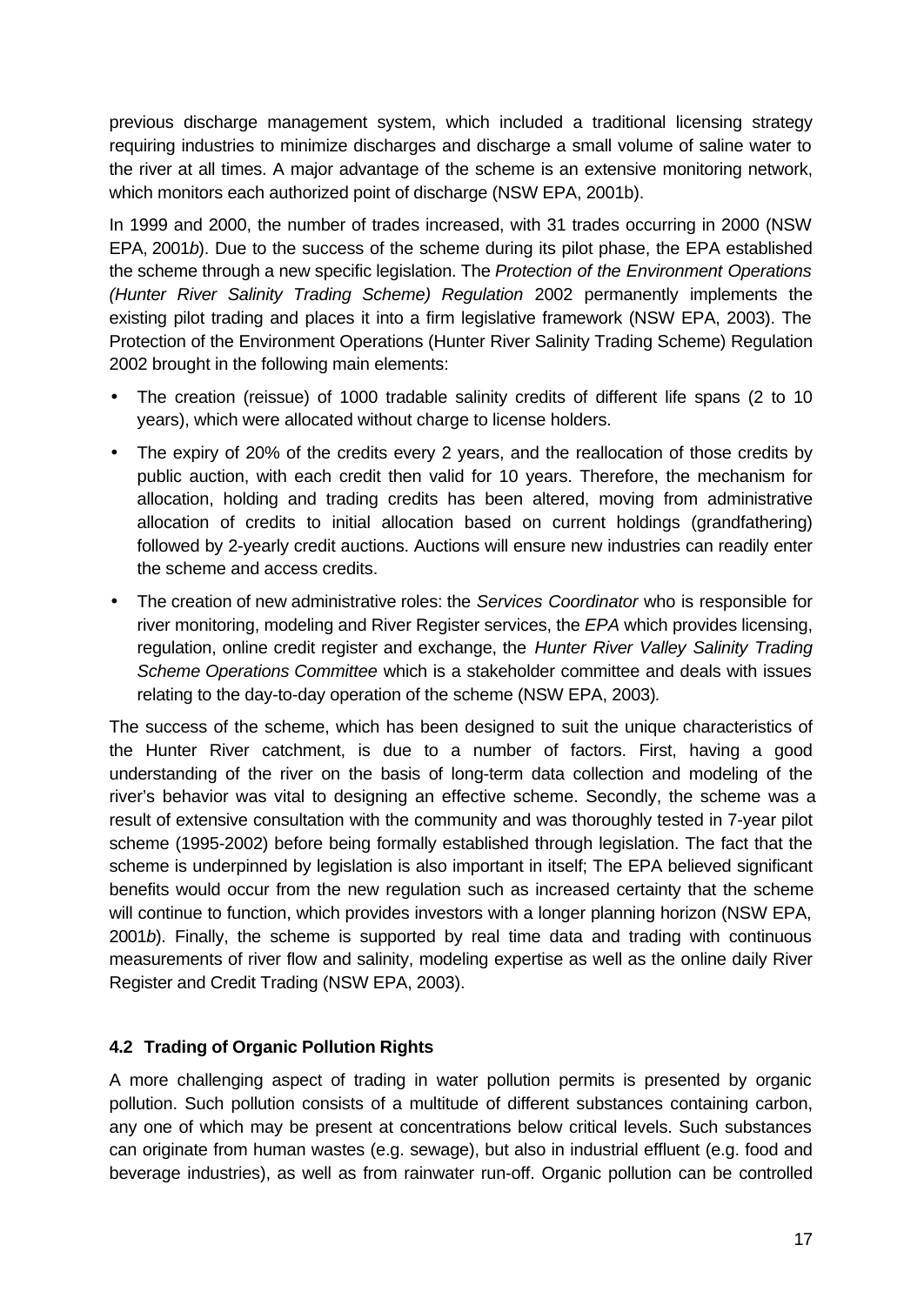previous discharge management system, which included a traditional licensing strategy requiring industries to minimize discharges and discharge a small volume of saline water to the river at all times. A major advantage of the scheme is an extensive monitoring network, which monitors each authorized point of discharge (NSW EPA, 2001b).

In 1999 and 2000, the number of trades increased, with 31 trades occurring in 2000 (NSW EPA, 2001*b*). Due to the success of the scheme during its pilot phase, the EPA established the scheme through a new specific legislation. The *Protection of the Environment Operations (Hunter River Salinity Trading Scheme) Regulation* 2002 permanently implements the existing pilot trading and places it into a firm legislative framework (NSW EPA, 2003). The Protection of the Environment Operations (Hunter River Salinity Trading Scheme) Regulation 2002 brought in the following main elements:

- The creation (reissue) of 1000 tradable salinity credits of different life spans (2 to 10 years), which were allocated without charge to license holders.
- The expiry of 20% of the credits every 2 years, and the reallocation of those credits by public auction, with each credit then valid for 10 years. Therefore, the mechanism for allocation, holding and trading credits has been altered, moving from administrative allocation of credits to initial allocation based on current holdings (grandfathering) followed by 2-yearly credit auctions. Auctions will ensure new industries can readily enter the scheme and access credits.
- The creation of new administrative roles: the *Services Coordinator* who is responsible for river monitoring, modeling and River Register services, the *EPA* which provides licensing, regulation, online credit register and exchange, the *Hunter River Valley Salinity Trading Scheme Operations Committee* which is a stakeholder committee and deals with issues relating to the day-to-day operation of the scheme (NSW EPA, 2003).

The success of the scheme, which has been designed to suit the unique characteristics of the Hunter River catchment, is due to a number of factors. First, having a good understanding of the river on the basis of long-term data collection and modeling of the river's behavior was vital to designing an effective scheme. Secondly, the scheme was a result of extensive consultation with the community and was thoroughly tested in 7-year pilot scheme (1995-2002) before being formally established through legislation. The fact that the scheme is underpinned by legislation is also important in itself; The EPA believed significant benefits would occur from the new regulation such as increased certainty that the scheme will continue to function, which provides investors with a longer planning horizon (NSW EPA, 2001*b*). Finally, the scheme is supported by real time data and trading with continuous measurements of river flow and salinity, modeling expertise as well as the online daily River Register and Credit Trading (NSW EPA, 2003).

### 4.2 Trading of Organic Pollution Rights

A more challenging aspect of trading in water pollution permits is presented by organic pollution. Such pollution consists of a multitude of different substances containing carbon, any one of which may be present at concentrations below critical levels. Such substances can originate from human wastes (e.g. sewage), but also in industrial effluent (e.g. food and beverage industries), as well as from rainwater run-off. Organic pollution can be controlled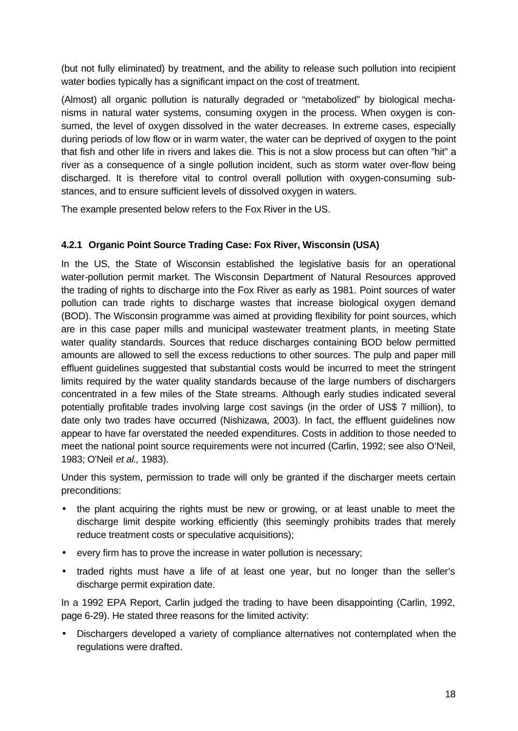(but not fully eliminated) by treatment, and the ability to release such pollution into recipient water bodies typically has a significant impact on the cost of treatment.

(Almost) all organic pollution is naturally degraded or "metabolized" by biological mechanisms in natural water systems, consuming oxygen in the process. When oxygen is consumed, the level of oxygen dissolved in the water decreases. In extreme cases, especially during periods of low flow or in warm water, the water can be deprived of oxygen to the point that fish and other life in rivers and lakes die. This is not a slow process but can often "hit" a river as a consequence of a single pollution incident, such as storm water over-flow being discharged. It is therefore vital to control overall pollution with oxygen-consuming substances, and to ensure sufficient levels of dissolved oxygen in waters.

The example presented below refers to the Fox River in the US.

### 4.2.1 Organic Point Source Trading Case: Fox River, Wisconsin (USA)

In the US, the State of Wisconsin established the legislative basis for an operational water-pollution permit market. The Wisconsin Department of Natural Resources approved the trading of rights to discharge into the Fox River as early as 1981. Point sources of water pollution can trade rights to discharge wastes that increase biological oxygen demand (BOD). The Wisconsin programme was aimed at providing flexibility for point sources, which are in this case paper mills and municipal wastewater treatment plants, in meeting State water quality standards. Sources that reduce discharges containing BOD below permitted amounts are allowed to sell the excess reductions to other sources. The pulp and paper mill effluent guidelines suggested that substantial costs would be incurred to meet the stringent limits required by the water quality standards because of the large numbers of dischargers concentrated in a few miles of the State streams. Although early studies indicated several potentially profitable trades involving large cost savings (in the order of US$ 7 million), to date only two trades have occurred (Nishizawa, 2003). In fact, the effluent guidelines now appear to have far overstated the needed expenditures. Costs in addition to those needed to meet the national point source requirements were not incurred (Carlin, 1992; see also O'Neil, 1983; O'Neil *et al.,* 1983).

Under this system, permission to trade will only be granted if the discharger meets certain preconditions:

- the plant acquiring the rights must be new or growing, or at least unable to meet the discharge limit despite working efficiently (this seemingly prohibits trades that merely reduce treatment costs or speculative acquisitions);
- every firm has to prove the increase in water pollution is necessary;
- traded rights must have a life of at least one year, but no longer than the seller's discharge permit expiration date.

In a 1992 EPA Report, Carlin judged the trading to have been disappointing (Carlin, 1992, page 6-29). He stated three reasons for the limited activity:

- Dischargers developed a variety of compliance alternatives not contemplated when the regulations were drafted.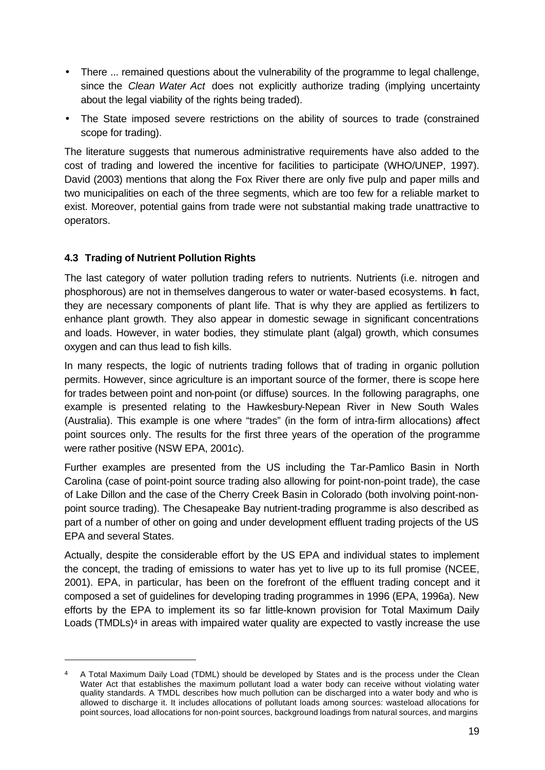- There ... remained questions about the vulnerability of the programme to legal challenge, since the *Clean Water Act* does not explicitly authorize trading (implying uncertainty about the legal viability of the rights being traded).
- The State imposed severe restrictions on the ability of sources to trade (constrained scope for trading).

The literature suggests that numerous administrative requirements have also added to the cost of trading and lowered the incentive for facilities to participate (WHO/UNEP, 1997). David (2003) mentions that along the Fox River there are only five pulp and paper mills and two municipalities on each of the three segments, which are too few for a reliable market to exist. Moreover, potential gains from trade were not substantial making trade unattractive to operators.

### 4.3 Trading of Nutrient Pollution Rights

The last category of water pollution trading refers to nutrients. Nutrients (i.e. nitrogen and phosphorous) are not in themselves dangerous to water or water-based ecosystems. In fact, they are necessary components of plant life. That is why they are applied as fertilizers to enhance plant growth. They also appear in domestic sewage in significant concentrations and loads. However, in water bodies, they stimulate plant (algal) growth, which consumes oxygen and can thus lead to fish kills.

In many respects, the logic of nutrients trading follows that of trading in organic pollution permits. However, since agriculture is an important source of the former, there is scope here for trades between point and non-point (or diffuse) sources. In the following paragraphs, one example is presented relating to the Hawkesbury-Nepean River in New South Wales (Australia). This example is one where "trades" (in the form of intra-firm allocations) affect point sources only. The results for the first three years of the operation of the programme were rather positive (NSW EPA, 2001c).

Further examples are presented from the US including the Tar-Pamlico Basin in North Carolina (case of point-point source trading also allowing for point-non-point trade), the case of Lake Dillon and the case of the Cherry Creek Basin in Colorado (both involving point-non-point source trading). The Chesapeake Bay nutrient-trading programme is also described as part of a number of other on going and under development effluent trading projects of the US EPA and several States.

Actually, despite the considerable effort by the US EPA and individual states to implement the concept, the trading of emissions to water has yet to live up to its full promise (NCEE, 2001). EPA, in particular, has been on the forefront of the effluent trading concept and it composed a set of guidelines for developing trading programmes in 1996 (EPA, 1996a). New efforts by the EPA to implement its so far little-known provision for Total Maximum Daily Loads (TMDLs)[4] in areas with impaired water quality are expected to vastly increase the use

[4] A Total Maximum Daily Load (TDML) should be developed by States and is the process under the Clean Water Act that establishes the maximum pollutant load a water body can receive without violating water quality standards. A TMDL describes how much pollution can be discharged into a water body and who is allowed to discharge it. It includes allocations of pollutant loads among sources: wasteload allocations for point sources, load allocations for non-point sources, background loadings from natural sources, and margins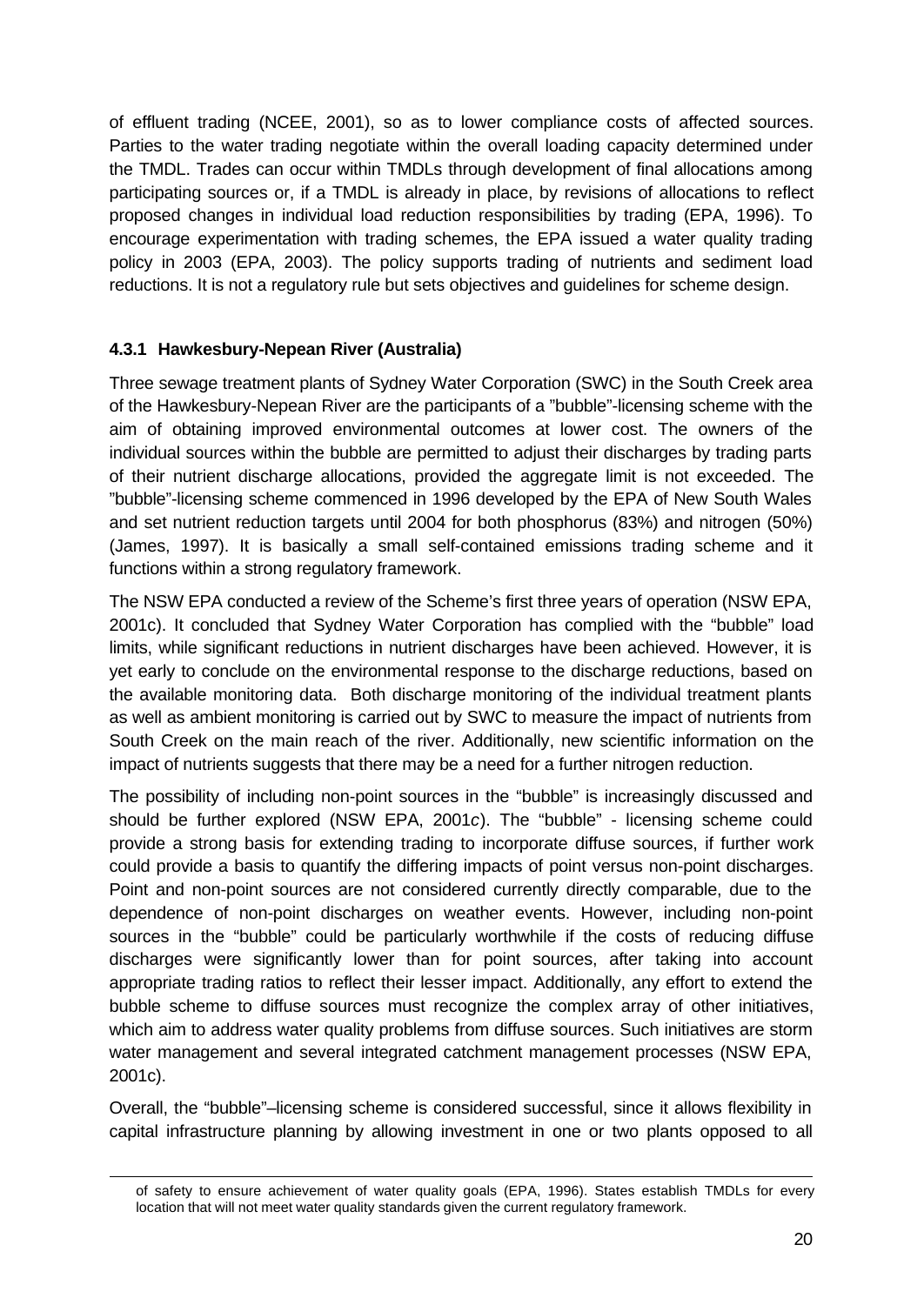of effluent trading (NCEE, 2001), so as to lower compliance costs of affected sources. Parties to the water trading negotiate within the overall loading capacity determined under the TMDL. Trades can occur within TMDLs through development of final allocations among participating sources or, if a TMDL is already in place, by revisions of allocations to reflect proposed changes in individual load reduction responsibilities by trading (EPA, 1996). To encourage experimentation with trading schemes, the EPA issued a water quality trading policy in 2003 (EPA, 2003). The policy supports trading of nutrients and sediment load reductions. It is not a regulatory rule but sets objectives and guidelines for scheme design.

### 4.3.1 Hawkesbury-Nepean River (Australia)

Three sewage treatment plants of Sydney Water Corporation (SWC) in the South Creek area of the Hawkesbury-Nepean River are the participants of a "bubble"-licensing scheme with the aim of obtaining improved environmental outcomes at lower cost. The owners of the individual sources within the bubble are permitted to adjust their discharges by trading parts of their nutrient discharge allocations, provided the aggregate limit is not exceeded. The "bubble"-licensing scheme commenced in 1996 developed by the EPA of New South Wales and set nutrient reduction targets until 2004 for both phosphorus (83%) and nitrogen (50%) (James, 1997). It is basically a small self-contained emissions trading scheme and it functions within a strong regulatory framework.

The NSW EPA conducted a review of the Scheme's first three years of operation (NSW EPA, 2001c). It concluded that Sydney Water Corporation has complied with the "bubble" load limits, while significant reductions in nutrient discharges have been achieved. However, it is yet early to conclude on the environmental response to the discharge reductions, based on the available monitoring data. Both discharge monitoring of the individual treatment plants as well as ambient monitoring is carried out by SWC to measure the impact of nutrients from South Creek on the main reach of the river. Additionally, new scientific information on the impact of nutrients suggests that there may be a need for a further nitrogen reduction.

The possibility of including non-point sources in the "bubble" is increasingly discussed and should be further explored (NSW EPA, 2001c). The "bubble" - licensing scheme could provide a strong basis for extending trading to incorporate diffuse sources, if further work could provide a basis to quantify the differing impacts of point versus non-point discharges. Point and non-point sources are not considered currently directly comparable, due to the dependence of non-point discharges on weather events. However, including non-point sources in the "bubble" could be particularly worthwhile if the costs of reducing diffuse discharges were significantly lower than for point sources, after taking into account appropriate trading ratios to reflect their lesser impact. Additionally, any effort to extend the bubble scheme to diffuse sources must recognize the complex array of other initiatives, which aim to address water quality problems from diffuse sources. Such initiatives are storm water management and several integrated catchment management processes (NSW EPA, 2001c).

Overall, the "bubble"–licensing scheme is considered successful, since it allows flexibility in capital infrastructure planning by allowing investment in one or two plants opposed to all

of safety to ensure achievement of water quality goals (EPA, 1996). States establish TMDLs for every location that will not meet water quality standards given the current regulatory framework.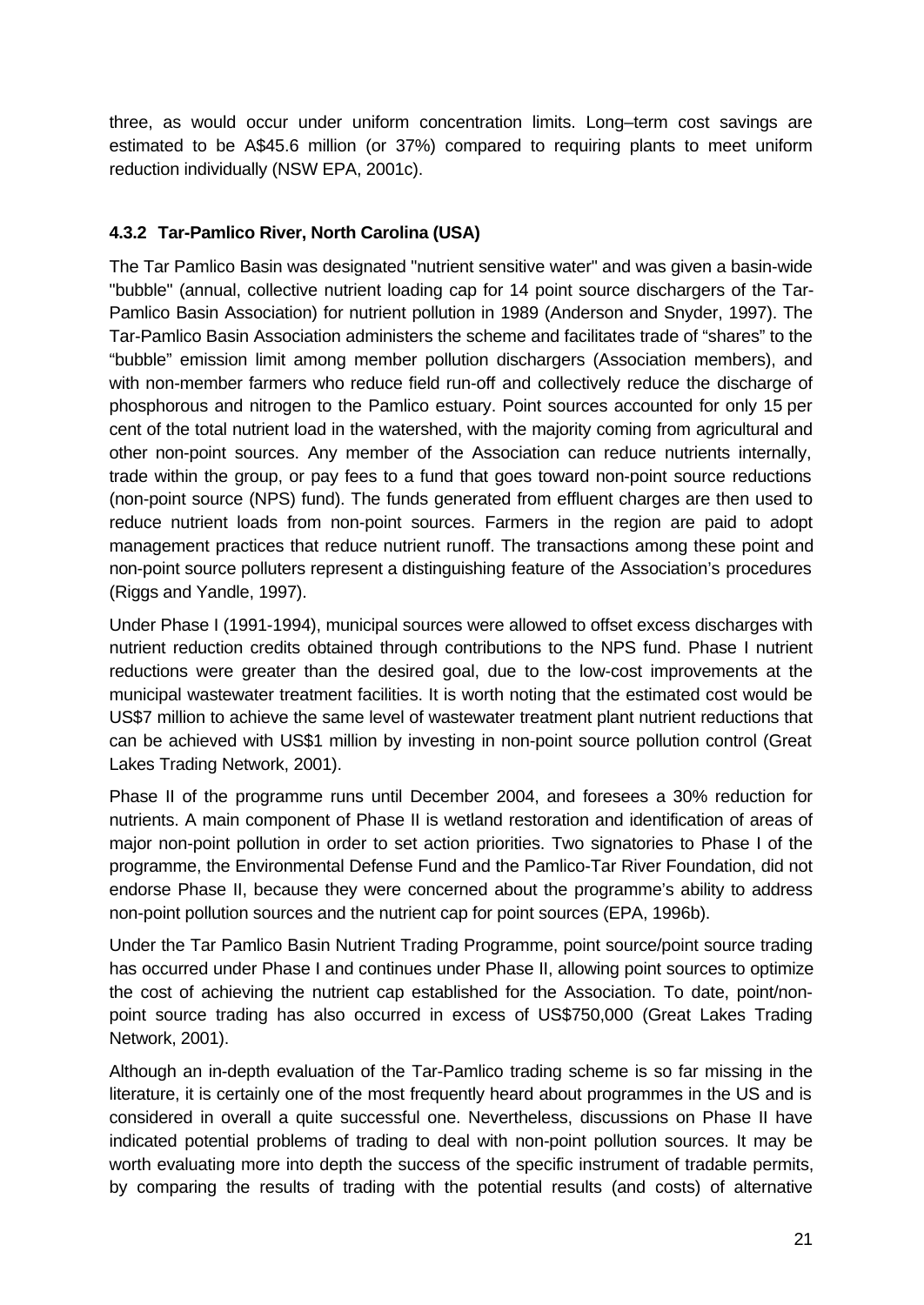three, as would occur under uniform concentration limits. Long–term cost savings are estimated to be A$45.6 million (or 37%) compared to requiring plants to meet uniform reduction individually (NSW EPA, 2001c).

### 4.3.2 Tar-Pamlico River, North Carolina (USA)

The Tar Pamlico Basin was designated "nutrient sensitive water" and was given a basin-wide "bubble" (annual, collective nutrient loading cap for 14 point source dischargers of the Tar-Pamlico Basin Association) for nutrient pollution in 1989 (Anderson and Snyder, 1997). The Tar-Pamlico Basin Association administers the scheme and facilitates trade of "shares" to the "bubble" emission limit among member pollution dischargers (Association members), and with non-member farmers who reduce field run-off and collectively reduce the discharge of phosphorous and nitrogen to the Pamlico estuary. Point sources accounted for only 15 per cent of the total nutrient load in the watershed, with the majority coming from agricultural and other non-point sources. Any member of the Association can reduce nutrients internally, trade within the group, or pay fees to a fund that goes toward non-point source reductions (non-point source (NPS) fund). The funds generated from effluent charges are then used to reduce nutrient loads from non-point sources. Farmers in the region are paid to adopt management practices that reduce nutrient runoff. The transactions among these point and non-point source polluters represent a distinguishing feature of the Association's procedures (Riggs and Yandle, 1997).

Under Phase I (1991-1994), municipal sources were allowed to offset excess discharges with nutrient reduction credits obtained through contributions to the NPS fund. Phase I nutrient reductions were greater than the desired goal, due to the low-cost improvements at the municipal wastewater treatment facilities. It is worth noting that the estimated cost would be US$7 million to achieve the same level of wastewater treatment plant nutrient reductions that can be achieved with US$1 million by investing in non-point source pollution control (Great Lakes Trading Network, 2001).

Phase II of the programme runs until December 2004, and foresees a 30% reduction for nutrients. A main component of Phase II is wetland restoration and identification of areas of major non-point pollution in order to set action priorities. Two signatories to Phase I of the programme, the Environmental Defense Fund and the Pamlico-Tar River Foundation, did not endorse Phase II, because they were concerned about the programme's ability to address non-point pollution sources and the nutrient cap for point sources (EPA, 1996b).

Under the Tar Pamlico Basin Nutrient Trading Programme, point source/point source trading has occurred under Phase I and continues under Phase II, allowing point sources to optimize the cost of achieving the nutrient cap established for the Association. To date, point/non-point source trading has also occurred in excess of US$750,000 (Great Lakes Trading Network, 2001).

Although an in-depth evaluation of the Tar-Pamlico trading scheme is so far missing in the literature, it is certainly one of the most frequently heard about programmes in the US and is considered in overall a quite successful one. Nevertheless, discussions on Phase II have indicated potential problems of trading to deal with non-point pollution sources. It may be worth evaluating more into depth the success of the specific instrument of tradable permits, by comparing the results of trading with the potential results (and costs) of alternative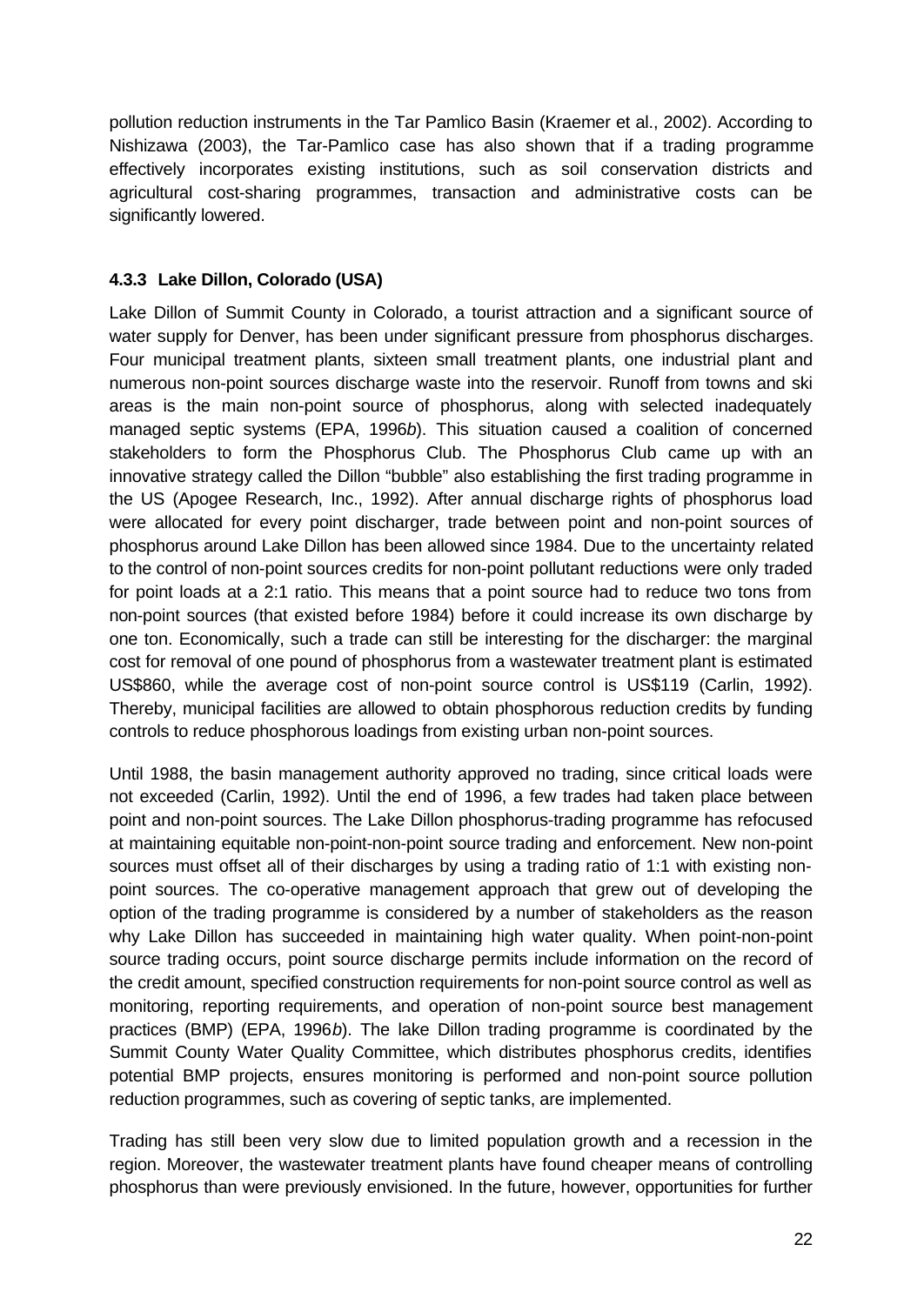pollution reduction instruments in the Tar Pamlico Basin (Kraemer et al., 2002). According to Nishizawa (2003), the Tar-Pamlico case has also shown that if a trading programme effectively incorporates existing institutions, such as soil conservation districts and agricultural cost-sharing programmes, transaction and administrative costs can be significantly lowered.

### 4.3.3 Lake Dillon, Colorado (USA)

Lake Dillon of Summit County in Colorado, a tourist attraction and a significant source of water supply for Denver, has been under significant pressure from phosphorus discharges. Four municipal treatment plants, sixteen small treatment plants, one industrial plant and numerous non-point sources discharge waste into the reservoir. Runoff from towns and ski areas is the main non-point source of phosphorus, along with selected inadequately managed septic systems (EPA, 1996*b*). This situation caused a coalition of concerned stakeholders to form the Phosphorus Club. The Phosphorus Club came up with an innovative strategy called the Dillon "bubble" also establishing the first trading programme in the US (Apogee Research, Inc., 1992). After annual discharge rights of phosphorus load were allocated for every point discharger, trade between point and non-point sources of phosphorus around Lake Dillon has been allowed since 1984. Due to the uncertainty related to the control of non-point sources credits for non-point pollutant reductions were only traded for point loads at a 2:1 ratio. This means that a point source had to reduce two tons from non-point sources (that existed before 1984) before it could increase its own discharge by one ton. Economically, such a trade can still be interesting for the discharger: the marginal cost for removal of one pound of phosphorus from a wastewater treatment plant is estimated US$860, while the average cost of non-point source control is US$119 (Carlin, 1992). Thereby, municipal facilities are allowed to obtain phosphorous reduction credits by funding controls to reduce phosphorous loadings from existing urban non-point sources.

Until 1988, the basin management authority approved no trading, since critical loads were not exceeded (Carlin, 1992). Until the end of 1996, a few trades had taken place between point and non-point sources. The Lake Dillon phosphorus-trading programme has refocused at maintaining equitable non-point-non-point source trading and enforcement. New non-point sources must offset all of their discharges by using a trading ratio of 1:1 with existing non-point sources. The co-operative management approach that grew out of developing the option of the trading programme is considered by a number of stakeholders as the reason why Lake Dillon has succeeded in maintaining high water quality. When point-non-point source trading occurs, point source discharge permits include information on the record of the credit amount, specified construction requirements for non-point source control as well as monitoring, reporting requirements, and operation of non-point source best management practices (BMP) (EPA, 1996*b*). The lake Dillon trading programme is coordinated by the Summit County Water Quality Committee, which distributes phosphorus credits, identifies potential BMP projects, ensures monitoring is performed and non-point source pollution reduction programmes, such as covering of septic tanks, are implemented.

Trading has still been very slow due to limited population growth and a recession in the region. Moreover, the wastewater treatment plants have found cheaper means of controlling phosphorus than were previously envisioned. In the future, however, opportunities for further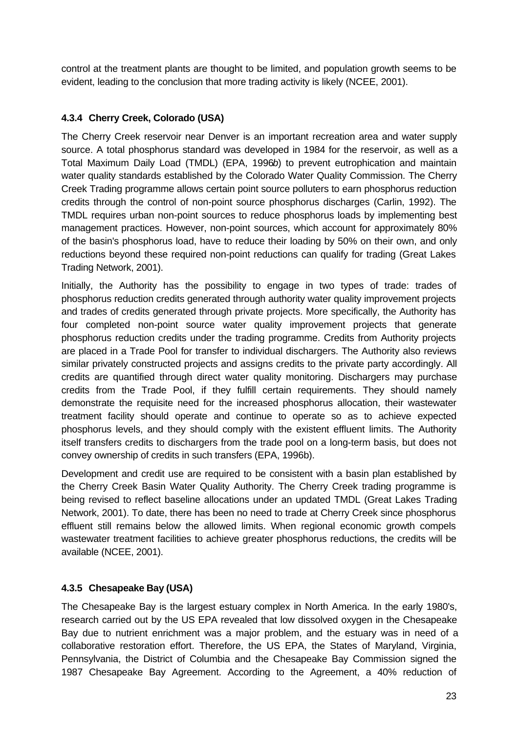control at the treatment plants are thought to be limited, and population growth seems to be evident, leading to the conclusion that more trading activity is likely (NCEE, 2001).

### 4.3.4 Cherry Creek, Colorado (USA)

The Cherry Creek reservoir near Denver is an important recreation area and water supply source. A total phosphorus standard was developed in 1984 for the reservoir, as well as a Total Maximum Daily Load (TMDL) (EPA, 1996*b*) to prevent eutrophication and maintain water quality standards established by the Colorado Water Quality Commission. The Cherry Creek Trading programme allows certain point source polluters to earn phosphorus reduction credits through the control of non-point source phosphorus discharges (Carlin, 1992). The TMDL requires urban non-point sources to reduce phosphorus loads by implementing best management practices. However, non-point sources, which account for approximately 80% of the basin's phosphorus load, have to reduce their loading by 50% on their own, and only reductions beyond these required non-point reductions can qualify for trading (Great Lakes Trading Network, 2001).

Initially, the Authority has the possibility to engage in two types of trade: trades of phosphorus reduction credits generated through authority water quality improvement projects and trades of credits generated through private projects. More specifically, the Authority has four completed non-point source water quality improvement projects that generate phosphorus reduction credits under the trading programme. Credits from Authority projects are placed in a Trade Pool for transfer to individual dischargers. The Authority also reviews similar privately constructed projects and assigns credits to the private party accordingly. All credits are quantified through direct water quality monitoring. Dischargers may purchase credits from the Trade Pool, if they fulfill certain requirements. They should namely demonstrate the requisite need for the increased phosphorus allocation, their wastewater treatment facility should operate and continue to operate so as to achieve expected phosphorus levels, and they should comply with the existent effluent limits. The Authority itself transfers credits to dischargers from the trade pool on a long-term basis, but does not convey ownership of credits in such transfers (EPA, 1996b).

Development and credit use are required to be consistent with a basin plan established by the Cherry Creek Basin Water Quality Authority. The Cherry Creek trading programme is being revised to reflect baseline allocations under an updated TMDL (Great Lakes Trading Network, 2001). To date, there has been no need to trade at Cherry Creek since phosphorus effluent still remains below the allowed limits. When regional economic growth compels wastewater treatment facilities to achieve greater phosphorus reductions, the credits will be available (NCEE, 2001).

### 4.3.5 Chesapeake Bay (USA)

The Chesapeake Bay is the largest estuary complex in North America. In the early 1980's, research carried out by the US EPA revealed that low dissolved oxygen in the Chesapeake Bay due to nutrient enrichment was a major problem, and the estuary was in need of a collaborative restoration effort. Therefore, the US EPA, the States of Maryland, Virginia, Pennsylvania, the District of Columbia and the Chesapeake Bay Commission signed the 1987 Chesapeake Bay Agreement. According to the Agreement, a 40% reduction of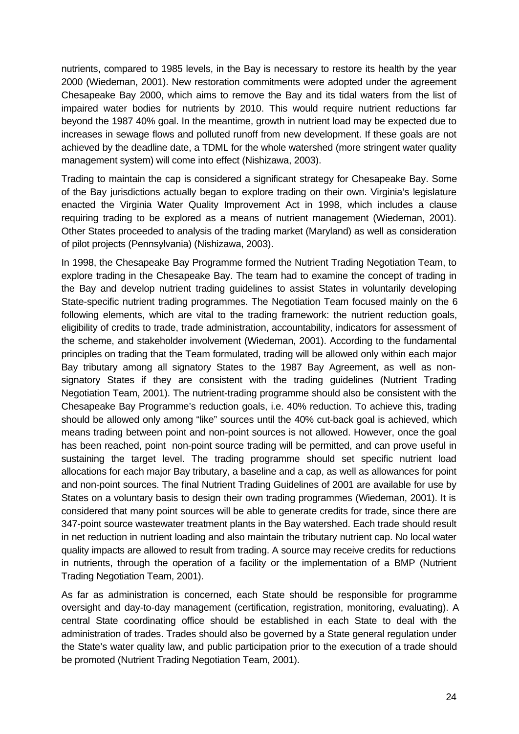nutrients, compared to 1985 levels, in the Bay is necessary to restore its health by the year 2000 (Wiedeman, 2001). New restoration commitments were adopted under the agreement Chesapeake Bay 2000, which aims to remove the Bay and its tidal waters from the list of impaired water bodies for nutrients by 2010. This would require nutrient reductions far beyond the 1987 40% goal. In the meantime, growth in nutrient load may be expected due to increases in sewage flows and polluted runoff from new development. If these goals are not achieved by the deadline date, a TDML for the whole watershed (more stringent water quality management system) will come into effect (Nishizawa, 2003).

Trading to maintain the cap is considered a significant strategy for Chesapeake Bay. Some of the Bay jurisdictions actually began to explore trading on their own. Virginia's legislature enacted the Virginia Water Quality Improvement Act in 1998, which includes a clause requiring trading to be explored as a means of nutrient management (Wiedeman, 2001). Other States proceeded to analysis of the trading market (Maryland) as well as consideration of pilot projects (Pennsylvania) (Nishizawa, 2003).

In 1998, the Chesapeake Bay Programme formed the Nutrient Trading Negotiation Team, to explore trading in the Chesapeake Bay. The team had to examine the concept of trading in the Bay and develop nutrient trading guidelines to assist States in voluntarily developing State-specific nutrient trading programmes. The Negotiation Team focused mainly on the 6 following elements, which are vital to the trading framework: the nutrient reduction goals, eligibility of credits to trade, trade administration, accountability, indicators for assessment of the scheme, and stakeholder involvement (Wiedeman, 2001). According to the fundamental principles on trading that the Team formulated, trading will be allowed only within each major Bay tributary among all signatory States to the 1987 Bay Agreement, as well as non-signatory States if they are consistent with the trading guidelines (Nutrient Trading Negotiation Team, 2001). The nutrient-trading programme should also be consistent with the Chesapeake Bay Programme's reduction goals, i.e. 40% reduction. To achieve this, trading should be allowed only among "like" sources until the 40% cut-back goal is achieved, which means trading between point and non-point sources is not allowed. However, once the goal has been reached, point non-point source trading will be permitted, and can prove useful in sustaining the target level. The trading programme should set specific nutrient load allocations for each major Bay tributary, a baseline and a cap, as well as allowances for point and non-point sources. The final Nutrient Trading Guidelines of 2001 are available for use by States on a voluntary basis to design their own trading programmes (Wiedeman, 2001). It is considered that many point sources will be able to generate credits for trade, since there are 347-point source wastewater treatment plants in the Bay watershed. Each trade should result in net reduction in nutrient loading and also maintain the tributary nutrient cap. No local water quality impacts are allowed to result from trading. A source may receive credits for reductions in nutrients, through the operation of a facility or the implementation of a BMP (Nutrient Trading Negotiation Team, 2001).

As far as administration is concerned, each State should be responsible for programme oversight and day-to-day management (certification, registration, monitoring, evaluating). A central State coordinating office should be established in each State to deal with the administration of trades. Trades should also be governed by a State general regulation under the State's water quality law, and public participation prior to the execution of a trade should be promoted (Nutrient Trading Negotiation Team, 2001).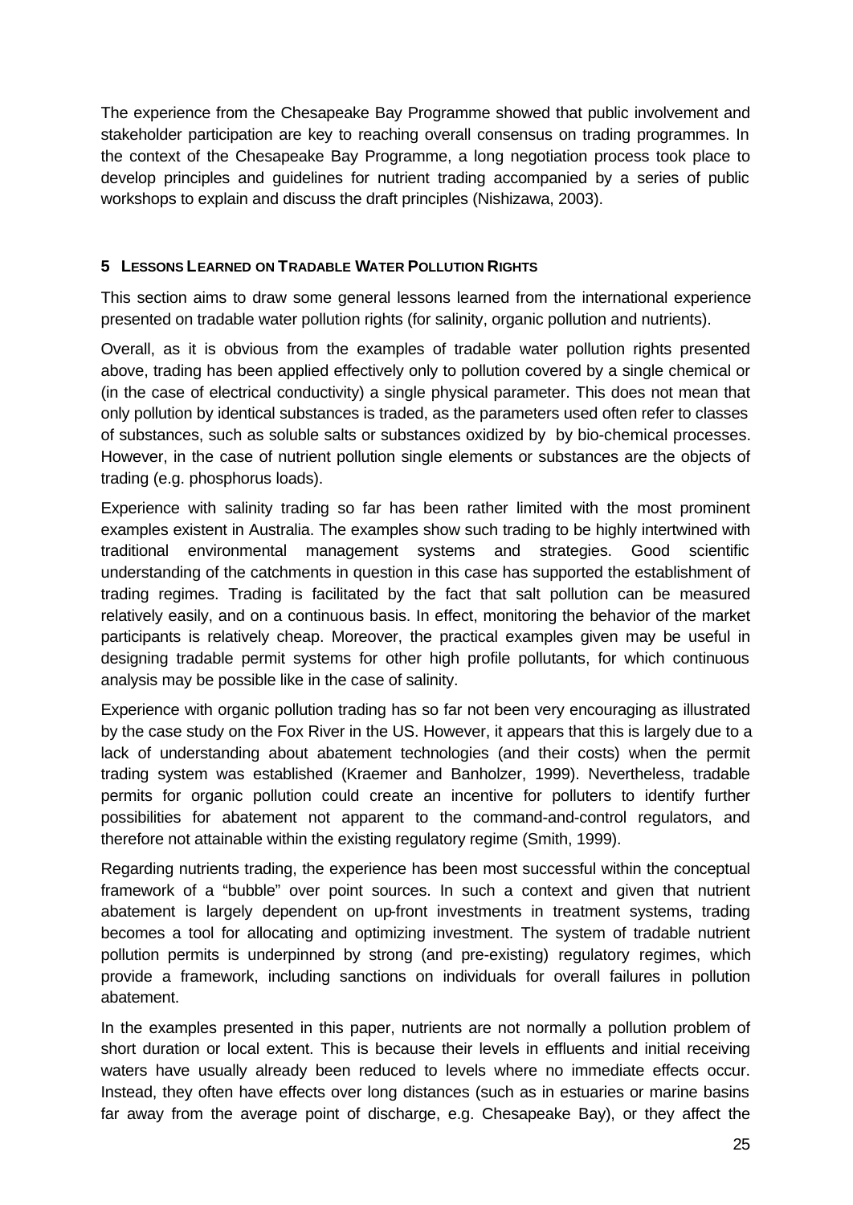The experience from the Chesapeake Bay Programme showed that public involvement and stakeholder participation are key to reaching overall consensus on trading programmes. In the context of the Chesapeake Bay Programme, a long negotiation process took place to develop principles and guidelines for nutrient trading accompanied by a series of public workshops to explain and discuss the draft principles (Nishizawa, 2003).

## 5 LESSONS LEARNED ON TRADABLE WATER POLLUTION RIGHTS

This section aims to draw some general lessons learned from the international experience presented on tradable water pollution rights (for salinity, organic pollution and nutrients).

Overall, as it is obvious from the examples of tradable water pollution rights presented above, trading has been applied effectively only to pollution covered by a single chemical or (in the case of electrical conductivity) a single physical parameter. This does not mean that only pollution by identical substances is traded, as the parameters used often refer to classes of substances, such as soluble salts or substances oxidized by by bio-chemical processes. However, in the case of nutrient pollution single elements or substances are the objects of trading (e.g. phosphorus loads).

Experience with salinity trading so far has been rather limited with the most prominent examples existent in Australia. The examples show such trading to be highly intertwined with traditional environmental management systems and strategies. Good scientific understanding of the catchments in question in this case has supported the establishment of trading regimes. Trading is facilitated by the fact that salt pollution can be measured relatively easily, and on a continuous basis. In effect, monitoring the behavior of the market participants is relatively cheap. Moreover, the practical examples given may be useful in designing tradable permit systems for other high profile pollutants, for which continuous analysis may be possible like in the case of salinity.

Experience with organic pollution trading has so far not been very encouraging as illustrated by the case study on the Fox River in the US. However, it appears that this is largely due to a lack of understanding about abatement technologies (and their costs) when the permit trading system was established (Kraemer and Banholzer, 1999). Nevertheless, tradable permits for organic pollution could create an incentive for polluters to identify further possibilities for abatement not apparent to the command-and-control regulators, and therefore not attainable within the existing regulatory regime (Smith, 1999).

Regarding nutrients trading, the experience has been most successful within the conceptual framework of a "bubble" over point sources. In such a context and given that nutrient abatement is largely dependent on up-front investments in treatment systems, trading becomes a tool for allocating and optimizing investment. The system of tradable nutrient pollution permits is underpinned by strong (and pre-existing) regulatory regimes, which provide a framework, including sanctions on individuals for overall failures in pollution abatement.

In the examples presented in this paper, nutrients are not normally a pollution problem of short duration or local extent. This is because their levels in effluents and initial receiving waters have usually already been reduced to levels where no immediate effects occur. Instead, they often have effects over long distances (such as in estuaries or marine basins far away from the average point of discharge, e.g. Chesapeake Bay), or they affect the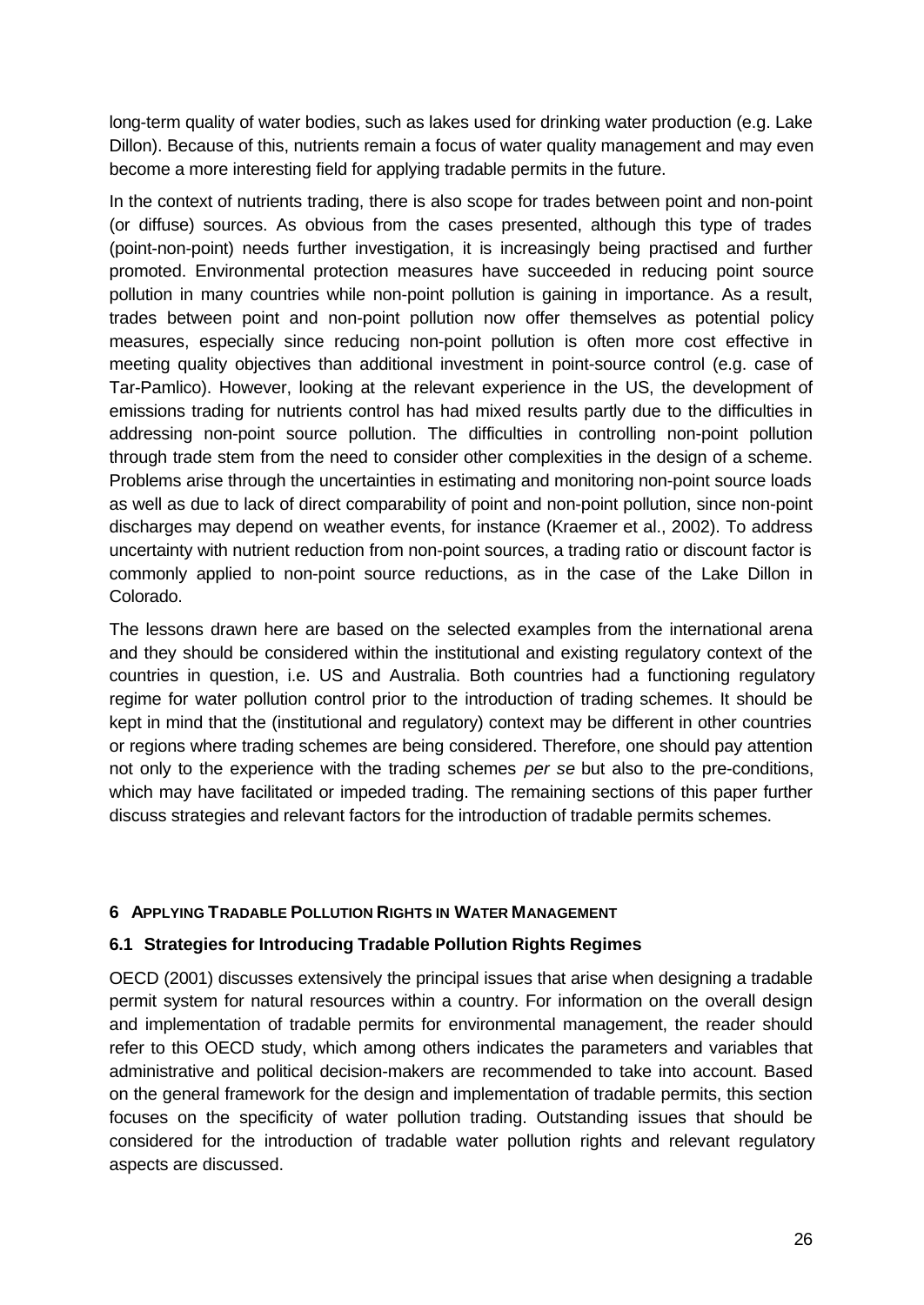long-term quality of water bodies, such as lakes used for drinking water production (e.g. Lake Dillon). Because of this, nutrients remain a focus of water quality management and may even become a more interesting field for applying tradable permits in the future.

In the context of nutrients trading, there is also scope for trades between point and non-point (or diffuse) sources. As obvious from the cases presented, although this type of trades (point-non-point) needs further investigation, it is increasingly being practised and further promoted. Environmental protection measures have succeeded in reducing point source pollution in many countries while non-point pollution is gaining in importance. As a result, trades between point and non-point pollution now offer themselves as potential policy measures, especially since reducing non-point pollution is often more cost effective in meeting quality objectives than additional investment in point-source control (e.g. case of Tar-Pamlico). However, looking at the relevant experience in the US, the development of emissions trading for nutrients control has had mixed results partly due to the difficulties in addressing non-point source pollution. The difficulties in controlling non-point pollution through trade stem from the need to consider other complexities in the design of a scheme. Problems arise through the uncertainties in estimating and monitoring non-point source loads as well as due to lack of direct comparability of point and non-point pollution, since non-point discharges may depend on weather events, for instance (Kraemer et al., 2002). To address uncertainty with nutrient reduction from non-point sources, a trading ratio or discount factor is commonly applied to non-point source reductions, as in the case of the Lake Dillon in Colorado.

The lessons drawn here are based on the selected examples from the international arena and they should be considered within the institutional and existing regulatory context of the countries in question, i.e. US and Australia. Both countries had a functioning regulatory regime for water pollution control prior to the introduction of trading schemes. It should be kept in mind that the (institutional and regulatory) context may be different in other countries or regions where trading schemes are being considered. Therefore, one should pay attention not only to the experience with the trading schemes *per se* but also to the pre-conditions, which may have facilitated or impeded trading. The remaining sections of this paper further discuss strategies and relevant factors for the introduction of tradable permits schemes.

# 6 Applying Tradable Pollution Rights in Water Management

## 6.1 Strategies for Introducing Tradable Pollution Rights Regimes

OECD (2001) discusses extensively the principal issues that arise when designing a tradable permit system for natural resources within a country. For information on the overall design and implementation of tradable permits for environmental management, the reader should refer to this OECD study, which among others indicates the parameters and variables that administrative and political decision-makers are recommended to take into account. Based on the general framework for the design and implementation of tradable permits, this section focuses on the specificity of water pollution trading. Outstanding issues that should be considered for the introduction of tradable water pollution rights and relevant regulatory aspects are discussed.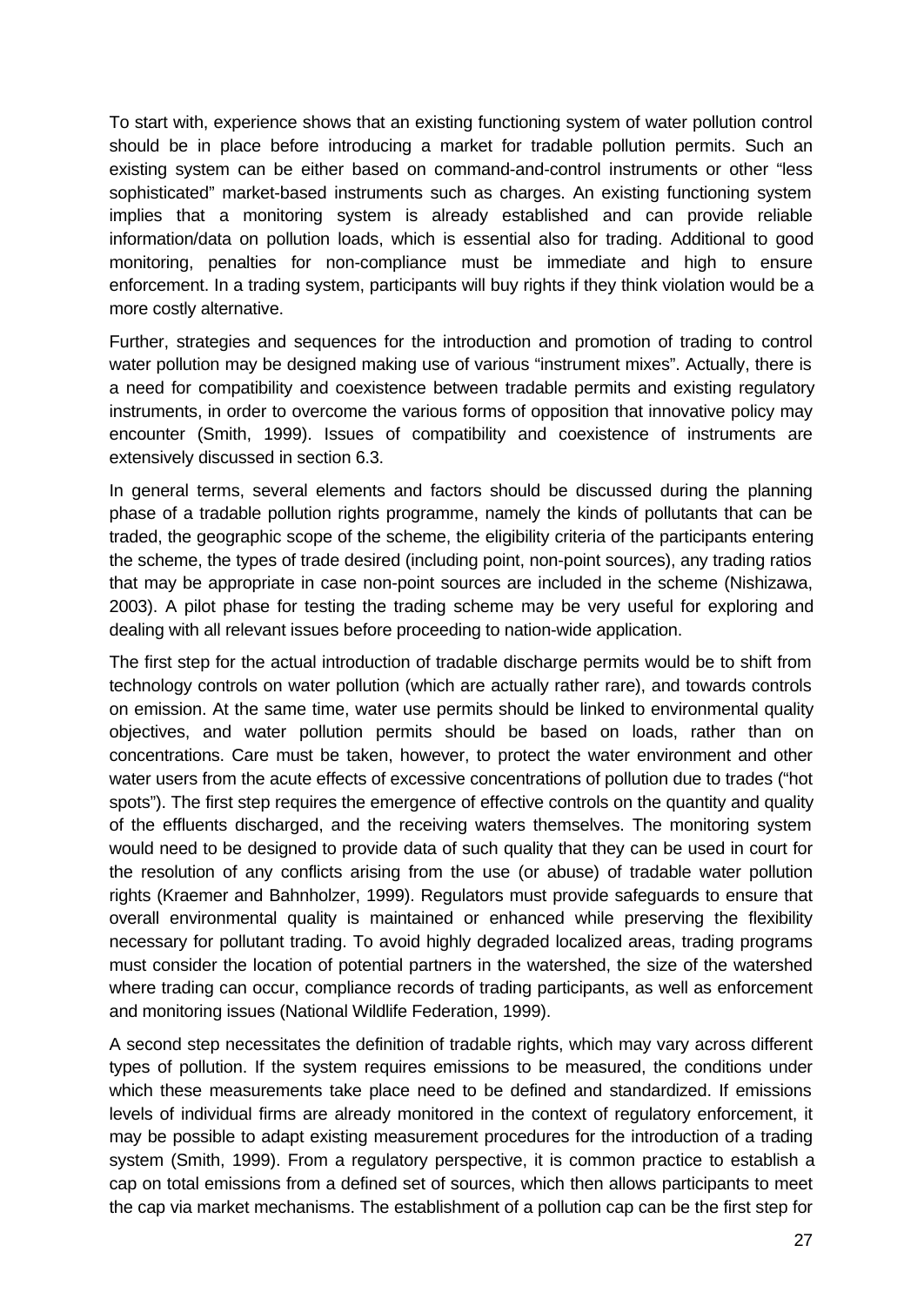To start with, experience shows that an existing functioning system of water pollution control should be in place before introducing a market for tradable pollution permits. Such an existing system can be either based on command-and-control instruments or other "less sophisticated" market-based instruments such as charges. An existing functioning system implies that a monitoring system is already established and can provide reliable information/data on pollution loads, which is essential also for trading. Additional to good monitoring, penalties for non-compliance must be immediate and high to ensure enforcement. In a trading system, participants will buy rights if they think violation would be a more costly alternative.

Further, strategies and sequences for the introduction and promotion of trading to control water pollution may be designed making use of various "instrument mixes". Actually, there is a need for compatibility and coexistence between tradable permits and existing regulatory instruments, in order to overcome the various forms of opposition that innovative policy may encounter (Smith, 1999). Issues of compatibility and coexistence of instruments are extensively discussed in section 6.3.

In general terms, several elements and factors should be discussed during the planning phase of a tradable pollution rights programme, namely the kinds of pollutants that can be traded, the geographic scope of the scheme, the eligibility criteria of the participants entering the scheme, the types of trade desired (including point, non-point sources), any trading ratios that may be appropriate in case non-point sources are included in the scheme (Nishizawa, 2003). A pilot phase for testing the trading scheme may be very useful for exploring and dealing with all relevant issues before proceeding to nation-wide application.

The first step for the actual introduction of tradable discharge permits would be to shift from technology controls on water pollution (which are actually rather rare), and towards controls on emission. At the same time, water use permits should be linked to environmental quality objectives, and water pollution permits should be based on loads, rather than on concentrations. Care must be taken, however, to protect the water environment and other water users from the acute effects of excessive concentrations of pollution due to trades ("hot spots"). The first step requires the emergence of effective controls on the quantity and quality of the effluents discharged, and the receiving waters themselves. The monitoring system would need to be designed to provide data of such quality that they can be used in court for the resolution of any conflicts arising from the use (or abuse) of tradable water pollution rights (Kraemer and Bahnholzer, 1999). Regulators must provide safeguards to ensure that overall environmental quality is maintained or enhanced while preserving the flexibility necessary for pollutant trading. To avoid highly degraded localized areas, trading programs must consider the location of potential partners in the watershed, the size of the watershed where trading can occur, compliance records of trading participants, as well as enforcement and monitoring issues (National Wildlife Federation, 1999).

A second step necessitates the definition of tradable rights, which may vary across different types of pollution. If the system requires emissions to be measured, the conditions under which these measurements take place need to be defined and standardized. If emissions levels of individual firms are already monitored in the context of regulatory enforcement, it may be possible to adapt existing measurement procedures for the introduction of a trading system (Smith, 1999). From a regulatory perspective, it is common practice to establish a cap on total emissions from a defined set of sources, which then allows participants to meet the cap via market mechanisms. The establishment of a pollution cap can be the first step for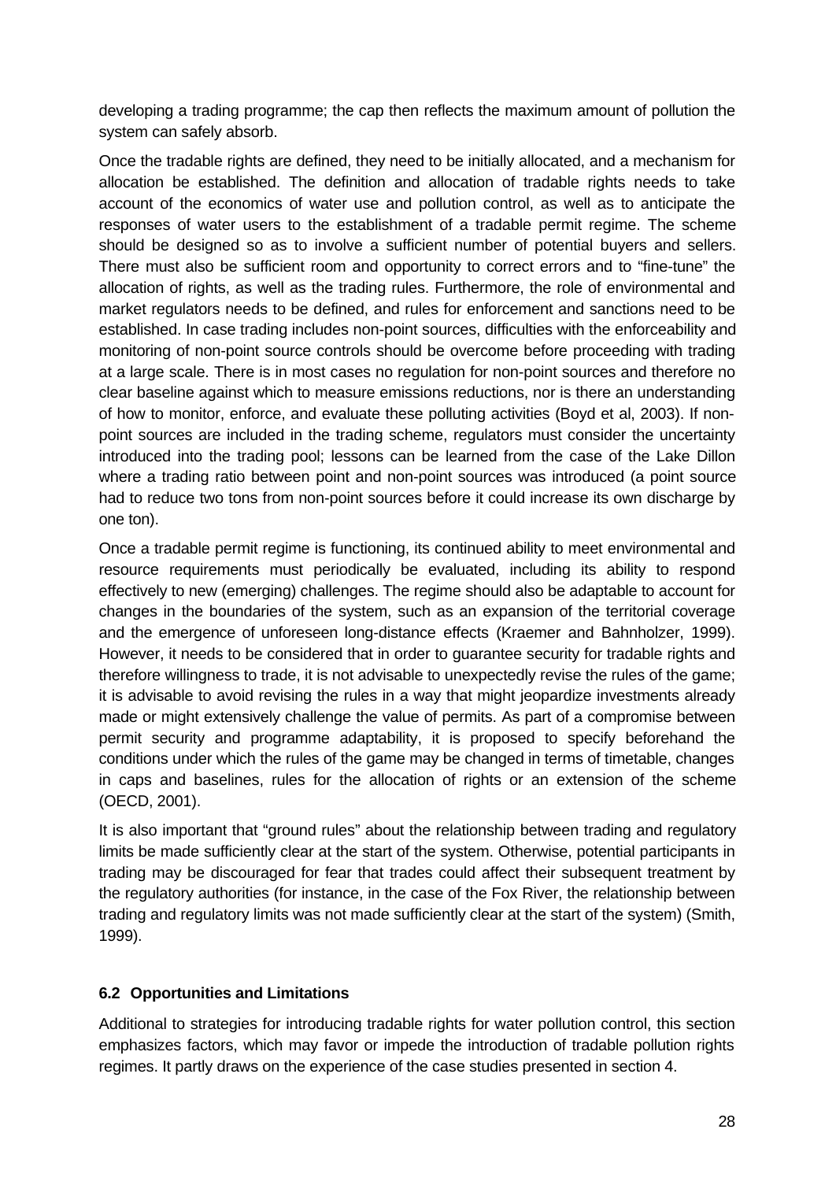developing a trading programme; the cap then reflects the maximum amount of pollution the system can safely absorb.

Once the tradable rights are defined, they need to be initially allocated, and a mechanism for allocation be established. The definition and allocation of tradable rights needs to take account of the economics of water use and pollution control, as well as to anticipate the responses of water users to the establishment of a tradable permit regime. The scheme should be designed so as to involve a sufficient number of potential buyers and sellers. There must also be sufficient room and opportunity to correct errors and to "fine-tune" the allocation of rights, as well as the trading rules. Furthermore, the role of environmental and market regulators needs to be defined, and rules for enforcement and sanctions need to be established. In case trading includes non-point sources, difficulties with the enforceability and monitoring of non-point source controls should be overcome before proceeding with trading at a large scale. There is in most cases no regulation for non-point sources and therefore no clear baseline against which to measure emissions reductions, nor is there an understanding of how to monitor, enforce, and evaluate these polluting activities (Boyd et al, 2003). If non-point sources are included in the trading scheme, regulators must consider the uncertainty introduced into the trading pool; lessons can be learned from the case of the Lake Dillon where a trading ratio between point and non-point sources was introduced (a point source had to reduce two tons from non-point sources before it could increase its own discharge by one ton).

Once a tradable permit regime is functioning, its continued ability to meet environmental and resource requirements must periodically be evaluated, including its ability to respond effectively to new (emerging) challenges. The regime should also be adaptable to account for changes in the boundaries of the system, such as an expansion of the territorial coverage and the emergence of unforeseen long-distance effects (Kraemer and Bahnholzer, 1999). However, it needs to be considered that in order to guarantee security for tradable rights and therefore willingness to trade, it is not advisable to unexpectedly revise the rules of the game; it is advisable to avoid revising the rules in a way that might jeopardize investments already made or might extensively challenge the value of permits. As part of a compromise between permit security and programme adaptability, it is proposed to specify beforehand the conditions under which the rules of the game may be changed in terms of timetable, changes in caps and baselines, rules for the allocation of rights or an extension of the scheme (OECD, 2001).

It is also important that "ground rules" about the relationship between trading and regulatory limits be made sufficiently clear at the start of the system. Otherwise, potential participants in trading may be discouraged for fear that trades could affect their subsequent treatment by the regulatory authorities (for instance, in the case of the Fox River, the relationship between trading and regulatory limits was not made sufficiently clear at the start of the system) (Smith, 1999).

### 6.2 Opportunities and Limitations

Additional to strategies for introducing tradable rights for water pollution control, this section emphasizes factors, which may favor or impede the introduction of tradable pollution rights regimes. It partly draws on the experience of the case studies presented in section 4.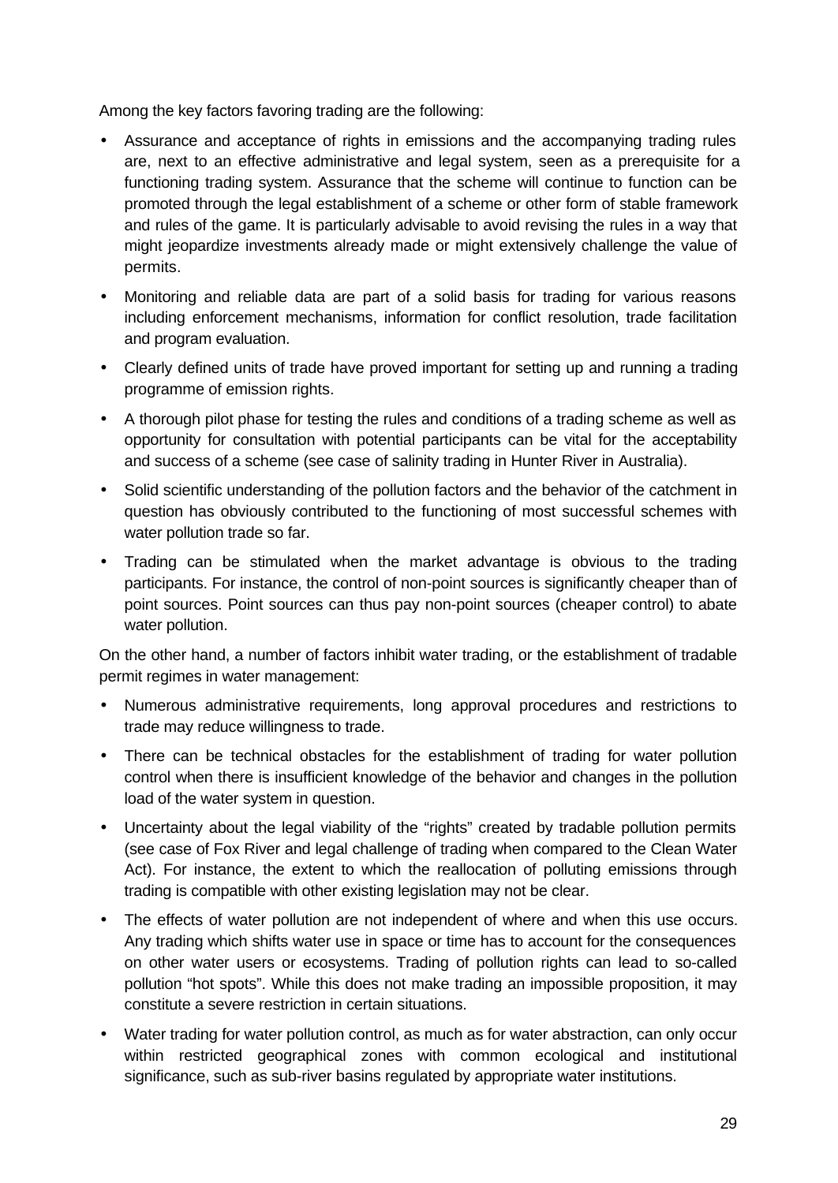Among the key factors favoring trading are the following:

- Assurance and acceptance of rights in emissions and the accompanying trading rules are, next to an effective administrative and legal system, seen as a prerequisite for a functioning trading system. Assurance that the scheme will continue to function can be promoted through the legal establishment of a scheme or other form of stable framework and rules of the game. It is particularly advisable to avoid revising the rules in a way that might jeopardize investments already made or might extensively challenge the value of permits.
- Monitoring and reliable data are part of a solid basis for trading for various reasons including enforcement mechanisms, information for conflict resolution, trade facilitation and program evaluation.
- Clearly defined units of trade have proved important for setting up and running a trading programme of emission rights.
- A thorough pilot phase for testing the rules and conditions of a trading scheme as well as opportunity for consultation with potential participants can be vital for the acceptability and success of a scheme (see case of salinity trading in Hunter River in Australia).
- Solid scientific understanding of the pollution factors and the behavior of the catchment in question has obviously contributed to the functioning of most successful schemes with water pollution trade so far.
- Trading can be stimulated when the market advantage is obvious to the trading participants. For instance, the control of non-point sources is significantly cheaper than of point sources. Point sources can thus pay non-point sources (cheaper control) to abate water pollution.

On the other hand, a number of factors inhibit water trading, or the establishment of tradable permit regimes in water management:

- Numerous administrative requirements, long approval procedures and restrictions to trade may reduce willingness to trade.
- There can be technical obstacles for the establishment of trading for water pollution control when there is insufficient knowledge of the behavior and changes in the pollution load of the water system in question.
- Uncertainty about the legal viability of the "rights" created by tradable pollution permits (see case of Fox River and legal challenge of trading when compared to the Clean Water Act). For instance, the extent to which the reallocation of polluting emissions through trading is compatible with other existing legislation may not be clear.
- The effects of water pollution are not independent of where and when this use occurs. Any trading which shifts water use in space or time has to account for the consequences on other water users or ecosystems. Trading of pollution rights can lead to so-called pollution "hot spots". While this does not make trading an impossible proposition, it may constitute a severe restriction in certain situations.
- Water trading for water pollution control, as much as for water abstraction, can only occur within restricted geographical zones with common ecological and institutional significance, such as sub-river basins regulated by appropriate water institutions.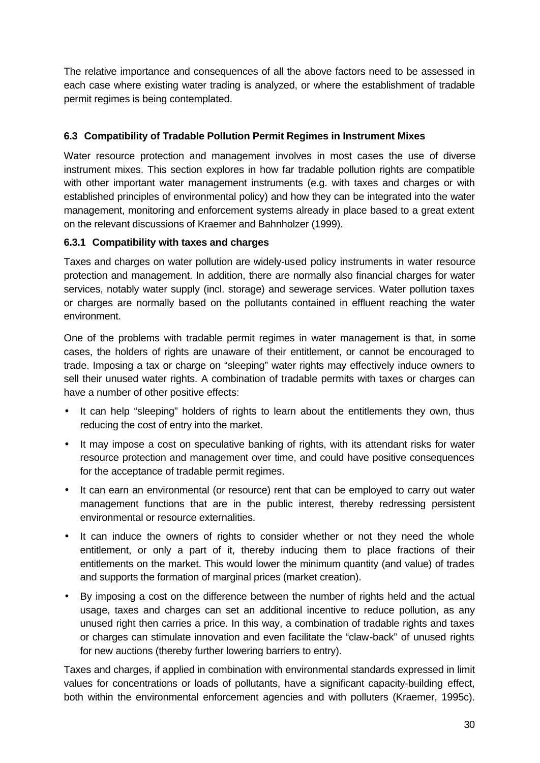The relative importance and consequences of all the above factors need to be assessed in each case where existing water trading is analyzed, or where the establishment of tradable permit regimes is being contemplated.

### 6.3 Compatibility of Tradable Pollution Permit Regimes in Instrument Mixes

Water resource protection and management involves in most cases the use of diverse instrument mixes. This section explores in how far tradable pollution rights are compatible with other important water management instruments (e.g. with taxes and charges or with established principles of environmental policy) and how they can be integrated into the water management, monitoring and enforcement systems already in place based to a great extent on the relevant discussions of Kraemer and Bahnholzer (1999).

#### 6.3.1 Compatibility with taxes and charges

Taxes and charges on water pollution are widely-used policy instruments in water resource protection and management. In addition, there are normally also financial charges for water services, notably water supply (incl. storage) and sewerage services. Water pollution taxes or charges are normally based on the pollutants contained in effluent reaching the water environment.

One of the problems with tradable permit regimes in water management is that, in some cases, the holders of rights are unaware of their entitlement, or cannot be encouraged to trade. Imposing a tax or charge on "sleeping" water rights may effectively induce owners to sell their unused water rights. A combination of tradable permits with taxes or charges can have a number of other positive effects:

- It can help "sleeping" holders of rights to learn about the entitlements they own, thus reducing the cost of entry into the market.
- It may impose a cost on speculative banking of rights, with its attendant risks for water resource protection and management over time, and could have positive consequences for the acceptance of tradable permit regimes.
- It can earn an environmental (or resource) rent that can be employed to carry out water management functions that are in the public interest, thereby redressing persistent environmental or resource externalities.
- It can induce the owners of rights to consider whether or not they need the whole entitlement, or only a part of it, thereby inducing them to place fractions of their entitlements on the market. This would lower the minimum quantity (and value) of trades and supports the formation of marginal prices (market creation).
- By imposing a cost on the difference between the number of rights held and the actual usage, taxes and charges can set an additional incentive to reduce pollution, as any unused right then carries a price. In this way, a combination of tradable rights and taxes or charges can stimulate innovation and even facilitate the "claw-back" of unused rights for new auctions (thereby further lowering barriers to entry).

Taxes and charges, if applied in combination with environmental standards expressed in limit values for concentrations or loads of pollutants, have a significant capacity-building effect, both within the environmental enforcement agencies and with polluters (Kraemer, 1995c).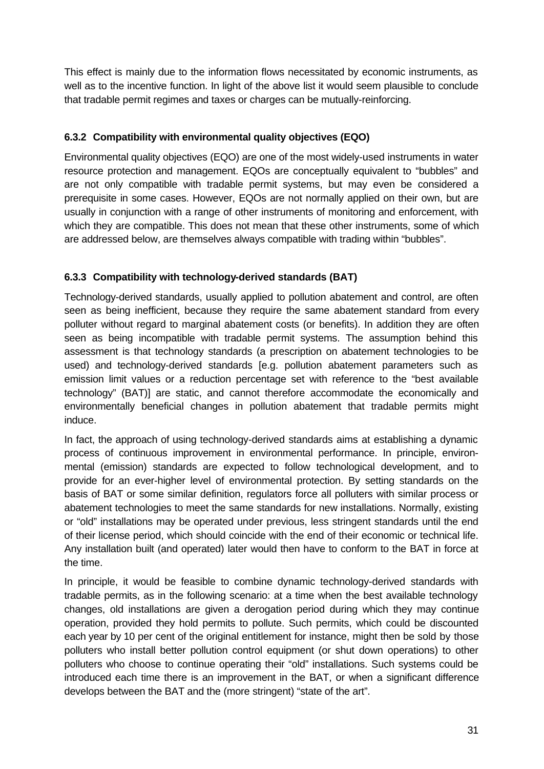This effect is mainly due to the information flows necessitated by economic instruments, as well as to the incentive function. In light of the above list it would seem plausible to conclude that tradable permit regimes and taxes or charges can be mutually-reinforcing.

### 6.3.2 Compatibility with environmental quality objectives (EQO)

Environmental quality objectives (EQO) are one of the most widely-used instruments in water resource protection and management. EQOs are conceptually equivalent to "bubbles" and are not only compatible with tradable permit systems, but may even be considered a prerequisite in some cases. However, EQOs are not normally applied on their own, but are usually in conjunction with a range of other instruments of monitoring and enforcement, with which they are compatible. This does not mean that these other instruments, some of which are addressed below, are themselves always compatible with trading within "bubbles".

### 6.3.3 Compatibility with technology-derived standards (BAT)

Technology-derived standards, usually applied to pollution abatement and control, are often seen as being inefficient, because they require the same abatement standard from every polluter without regard to marginal abatement costs (or benefits). In addition they are often seen as being incompatible with tradable permit systems. The assumption behind this assessment is that technology standards (a prescription on abatement technologies to be used) and technology-derived standards [e.g. pollution abatement parameters such as emission limit values or a reduction percentage set with reference to the "best available technology" (BAT)] are static, and cannot therefore accommodate the economically and environmentally beneficial changes in pollution abatement that tradable permits might induce.

In fact, the approach of using technology-derived standards aims at establishing a dynamic process of continuous improvement in environmental performance. In principle, environmental (emission) standards are expected to follow technological development, and to provide for an ever-higher level of environmental protection. By setting standards on the basis of BAT or some similar definition, regulators force all polluters with similar process or abatement technologies to meet the same standards for new installations. Normally, existing or "old" installations may be operated under previous, less stringent standards until the end of their license period, which should coincide with the end of their economic or technical life. Any installation built (and operated) later would then have to conform to the BAT in force at the time.

In principle, it would be feasible to combine dynamic technology-derived standards with tradable permits, as in the following scenario: at a time when the best available technology changes, old installations are given a derogation period during which they may continue operation, provided they hold permits to pollute. Such permits, which could be discounted each year by 10 per cent of the original entitlement for instance, might then be sold by those polluters who install better pollution control equipment (or shut down operations) to other polluters who choose to continue operating their "old" installations. Such systems could be introduced each time there is an improvement in the BAT, or when a significant difference develops between the BAT and the (more stringent) "state of the art".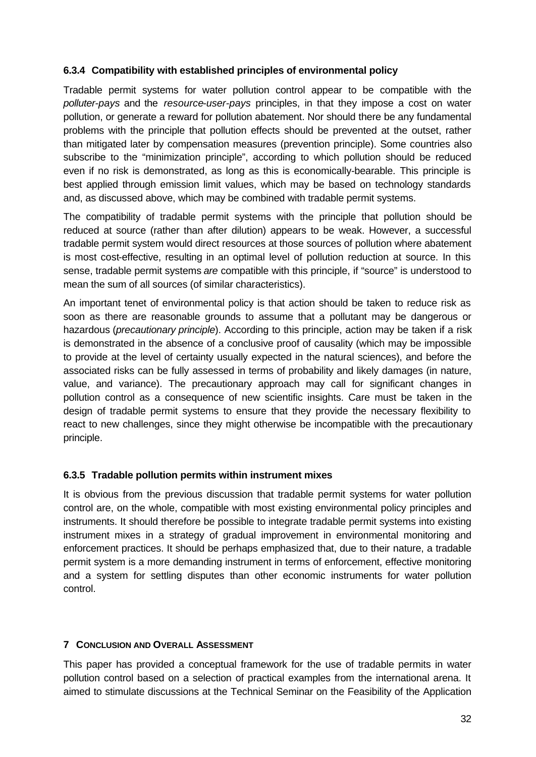### 6.3.4 Compatibility with established principles of environmental policy

Tradable permit systems for water pollution control appear to be compatible with the *polluter-pays* and the *resource-user-pays* principles, in that they impose a cost on water pollution, or generate a reward for pollution abatement. Nor should there be any fundamental problems with the principle that pollution effects should be prevented at the outset, rather than mitigated later by compensation measures (prevention principle). Some countries also subscribe to the "minimization principle", according to which pollution should be reduced even if no risk is demonstrated, as long as this is economically-bearable. This principle is best applied through emission limit values, which may be based on technology standards and, as discussed above, which may be combined with tradable permit systems.

The compatibility of tradable permit systems with the principle that pollution should be reduced at source (rather than after dilution) appears to be weak. However, a successful tradable permit system would direct resources at those sources of pollution where abatement is most cost-effective, resulting in an optimal level of pollution reduction at source. In this sense, tradable permit systems *are* compatible with this principle, if "source" is understood to mean the sum of all sources (of similar characteristics).

An important tenet of environmental policy is that action should be taken to reduce risk as soon as there are reasonable grounds to assume that a pollutant may be dangerous or hazardous (*precautionary principle*). According to this principle, action may be taken if a risk is demonstrated in the absence of a conclusive proof of causality (which may be impossible to provide at the level of certainty usually expected in the natural sciences), and before the associated risks can be fully assessed in terms of probability and likely damages (in nature, value, and variance). The precautionary approach may call for significant changes in pollution control as a consequence of new scientific insights. Care must be taken in the design of tradable permit systems to ensure that they provide the necessary flexibility to react to new challenges, since they might otherwise be incompatible with the precautionary principle.

### 6.3.5 Tradable pollution permits within instrument mixes

It is obvious from the previous discussion that tradable permit systems for water pollution control are, on the whole, compatible with most existing environmental policy principles and instruments. It should therefore be possible to integrate tradable permit systems into existing instrument mixes in a strategy of gradual improvement in environmental monitoring and enforcement practices. It should be perhaps emphasized that, due to their nature, a tradable permit system is a more demanding instrument in terms of enforcement, effective monitoring and a system for settling disputes than other economic instruments for water pollution control.

## 7 Conclusion and Overall Assessment

This paper has provided a conceptual framework for the use of tradable permits in water pollution control based on a selection of practical examples from the international arena. It aimed to stimulate discussions at the Technical Seminar on the Feasibility of the Application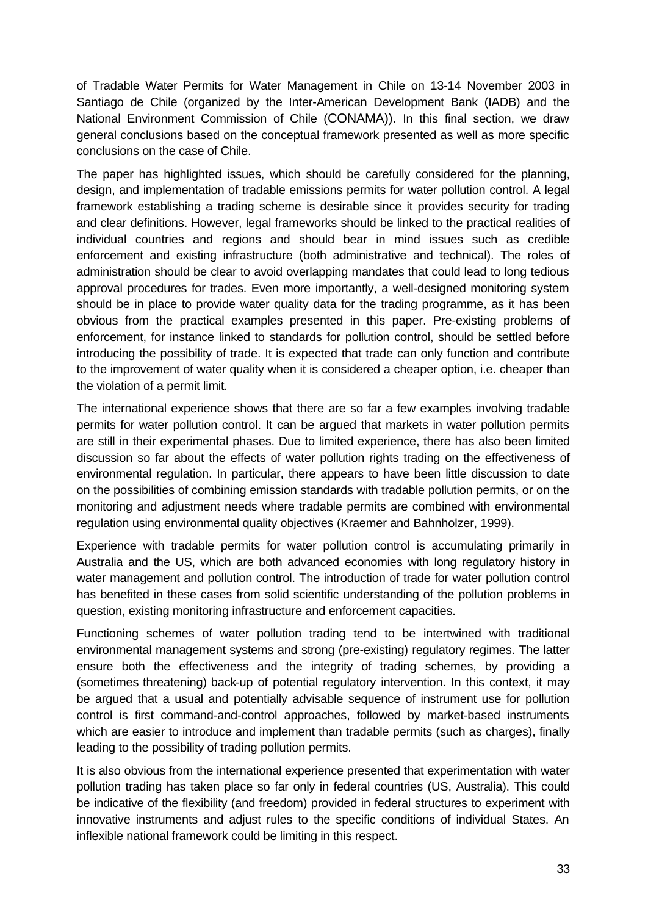of Tradable Water Permits for Water Management in Chile on 13-14 November 2003 in Santiago de Chile (organized by the Inter-American Development Bank (IADB) and the National Environment Commission of Chile (CONAMA)). In this final section, we draw general conclusions based on the conceptual framework presented as well as more specific conclusions on the case of Chile.

The paper has highlighted issues, which should be carefully considered for the planning, design, and implementation of tradable emissions permits for water pollution control. A legal framework establishing a trading scheme is desirable since it provides security for trading and clear definitions. However, legal frameworks should be linked to the practical realities of individual countries and regions and should bear in mind issues such as credible enforcement and existing infrastructure (both administrative and technical). The roles of administration should be clear to avoid overlapping mandates that could lead to long tedious approval procedures for trades. Even more importantly, a well-designed monitoring system should be in place to provide water quality data for the trading programme, as it has been obvious from the practical examples presented in this paper. Pre-existing problems of enforcement, for instance linked to standards for pollution control, should be settled before introducing the possibility of trade. It is expected that trade can only function and contribute to the improvement of water quality when it is considered a cheaper option, i.e. cheaper than the violation of a permit limit.

The international experience shows that there are so far a few examples involving tradable permits for water pollution control. It can be argued that markets in water pollution permits are still in their experimental phases. Due to limited experience, there has also been limited discussion so far about the effects of water pollution rights trading on the effectiveness of environmental regulation. In particular, there appears to have been little discussion to date on the possibilities of combining emission standards with tradable pollution permits, or on the monitoring and adjustment needs where tradable permits are combined with environmental regulation using environmental quality objectives (Kraemer and Bahnholzer, 1999).

Experience with tradable permits for water pollution control is accumulating primarily in Australia and the US, which are both advanced economies with long regulatory history in water management and pollution control. The introduction of trade for water pollution control has benefited in these cases from solid scientific understanding of the pollution problems in question, existing monitoring infrastructure and enforcement capacities.

Functioning schemes of water pollution trading tend to be intertwined with traditional environmental management systems and strong (pre-existing) regulatory regimes. The latter ensure both the effectiveness and the integrity of trading schemes, by providing a (sometimes threatening) back-up of potential regulatory intervention. In this context, it may be argued that a usual and potentially advisable sequence of instrument use for pollution control is first command-and-control approaches, followed by market-based instruments which are easier to introduce and implement than tradable permits (such as charges), finally leading to the possibility of trading pollution permits.

It is also obvious from the international experience presented that experimentation with water pollution trading has taken place so far only in federal countries (US, Australia). This could be indicative of the flexibility (and freedom) provided in federal structures to experiment with innovative instruments and adjust rules to the specific conditions of individual States. An inflexible national framework could be limiting in this respect.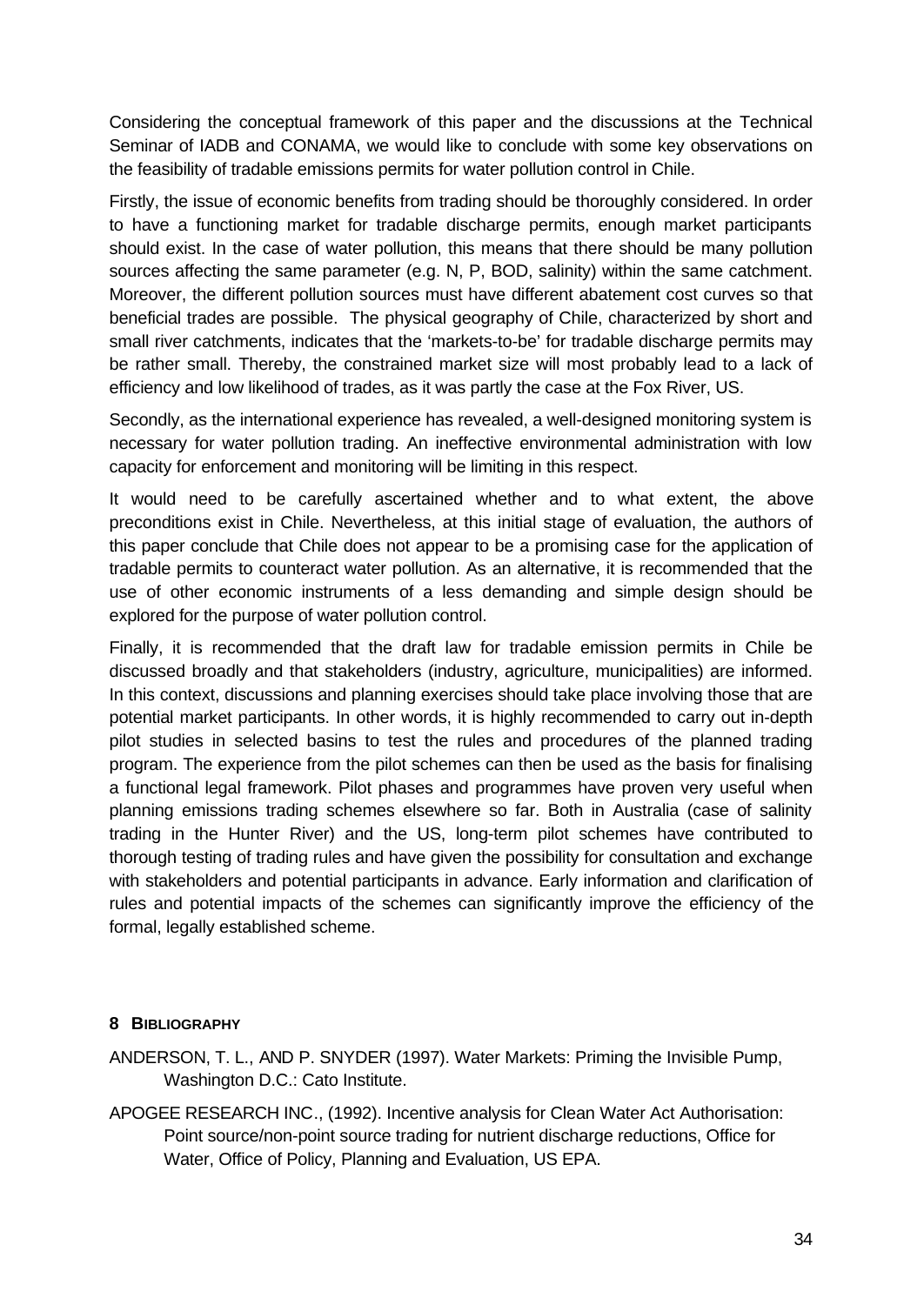Considering the conceptual framework of this paper and the discussions at the Technical Seminar of IADB and CONAMA, we would like to conclude with some key observations on the feasibility of tradable emissions permits for water pollution control in Chile.

Firstly, the issue of economic benefits from trading should be thoroughly considered. In order to have a functioning market for tradable discharge permits, enough market participants should exist. In the case of water pollution, this means that there should be many pollution sources affecting the same parameter (e.g. N, P, BOD, salinity) within the same catchment. Moreover, the different pollution sources must have different abatement cost curves so that beneficial trades are possible. The physical geography of Chile, characterized by short and small river catchments, indicates that the 'markets-to-be' for tradable discharge permits may be rather small. Thereby, the constrained market size will most probably lead to a lack of efficiency and low likelihood of trades, as it was partly the case at the Fox River, US.

Secondly, as the international experience has revealed, a well-designed monitoring system is necessary for water pollution trading. An ineffective environmental administration with low capacity for enforcement and monitoring will be limiting in this respect.

It would need to be carefully ascertained whether and to what extent, the above preconditions exist in Chile. Nevertheless, at this initial stage of evaluation, the authors of this paper conclude that Chile does not appear to be a promising case for the application of tradable permits to counteract water pollution. As an alternative, it is recommended that the use of other economic instruments of a less demanding and simple design should be explored for the purpose of water pollution control.

Finally, it is recommended that the draft law for tradable emission permits in Chile be discussed broadly and that stakeholders (industry, agriculture, municipalities) are informed. In this context, discussions and planning exercises should take place involving those that are potential market participants. In other words, it is highly recommended to carry out in-depth pilot studies in selected basins to test the rules and procedures of the planned trading program. The experience from the pilot schemes can then be used as the basis for finalising a functional legal framework. Pilot phases and programmes have proven very useful when planning emissions trading schemes elsewhere so far. Both in Australia (case of salinity trading in the Hunter River) and the US, long-term pilot schemes have contributed to thorough testing of trading rules and have given the possibility for consultation and exchange with stakeholders and potential participants in advance. Early information and clarification of rules and potential impacts of the schemes can significantly improve the efficiency of the formal, legally established scheme.

## 8 Bibliography

ANDERSON, T. L., AND P. SNYDER (1997). Water Markets: Priming the Invisible Pump, Washington D.C.: Cato Institute.

APOGEE RESEARCH INC., (1992). Incentive analysis for Clean Water Act Authorisation: Point source/non-point source trading for nutrient discharge reductions, Office for Water, Office of Policy, Planning and Evaluation, US EPA.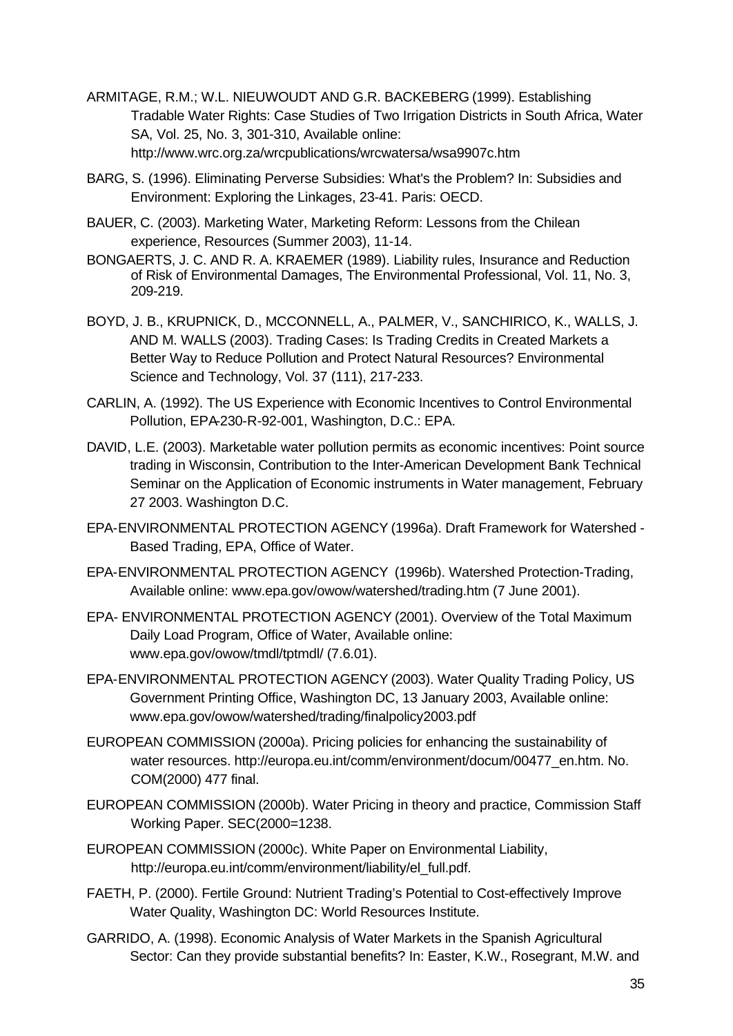ARMITAGE, R.M.; W.L. NIEUWOUDT AND G.R. BACKEBERG (1999). Establishing Tradable Water Rights: Case Studies of Two Irrigation Districts in South Africa, Water SA, Vol. 25, No. 3, 301-310, Available online: http://www.wrc.org.za/wrcpublications/wrcwatersa/wsa9907c.htm

BARG, S. (1996). Eliminating Perverse Subsidies: What's the Problem? In: Subsidies and Environment: Exploring the Linkages, 23-41. Paris: OECD.

BAUER, C. (2003). Marketing Water, Marketing Reform: Lessons from the Chilean experience, Resources (Summer 2003), 11-14.

BONGAERTS, J. C. AND R. A. KRAEMER (1989). Liability rules, Insurance and Reduction of Risk of Environmental Damages, The Environmental Professional, Vol. 11, No. 3, 209-219.

BOYD, J. B., KRUPNICK, D., MCCONNELL, A., PALMER, V., SANCHIRICO, K., WALLS, J. AND M. WALLS (2003). Trading Cases: Is Trading Credits in Created Markets a Better Way to Reduce Pollution and Protect Natural Resources? Environmental Science and Technology, Vol. 37 (111), 217-233.

CARLIN, A. (1992). The US Experience with Economic Incentives to Control Environmental Pollution, EPA-230-R-92-001, Washington, D.C.: EPA.

DAVID, L.E. (2003). Marketable water pollution permits as economic incentives: Point source trading in Wisconsin, Contribution to the Inter-American Development Bank Technical Seminar on the Application of Economic instruments in Water management, February 27 2003. Washington D.C.

EPA-ENVIRONMENTAL PROTECTION AGENCY (1996a). Draft Framework for Watershed - Based Trading, EPA, Office of Water.

EPA-ENVIRONMENTAL PROTECTION AGENCY (1996b). Watershed Protection-Trading, Available online: www.epa.gov/owow/watershed/trading.htm (7 June 2001).

EPA- ENVIRONMENTAL PROTECTION AGENCY (2001). Overview of the Total Maximum Daily Load Program, Office of Water, Available online: www.epa.gov/owow/tmdl/tptmdl/ (7.6.01).

EPA-ENVIRONMENTAL PROTECTION AGENCY (2003). Water Quality Trading Policy, US Government Printing Office, Washington DC, 13 January 2003, Available online: www.epa.gov/owow/watershed/trading/finalpolicy2003.pdf

EUROPEAN COMMISSION (2000a). Pricing policies for enhancing the sustainability of water resources. http://europa.eu.int/comm/environment/docum/00477_en.htm. No. COM(2000) 477 final.

EUROPEAN COMMISSION (2000b). Water Pricing in theory and practice, Commission Staff Working Paper. SEC(2000=1238.

EUROPEAN COMMISSION (2000c). White Paper on Environmental Liability, http://europa.eu.int/comm/environment/liability/el_full.pdf.

FAETH, P. (2000). Fertile Ground: Nutrient Trading's Potential to Cost-effectively Improve Water Quality, Washington DC: World Resources Institute.

GARRIDO, A. (1998). Economic Analysis of Water Markets in the Spanish Agricultural Sector: Can they provide substantial benefits? In: Easter, K.W., Rosegrant, M.W. and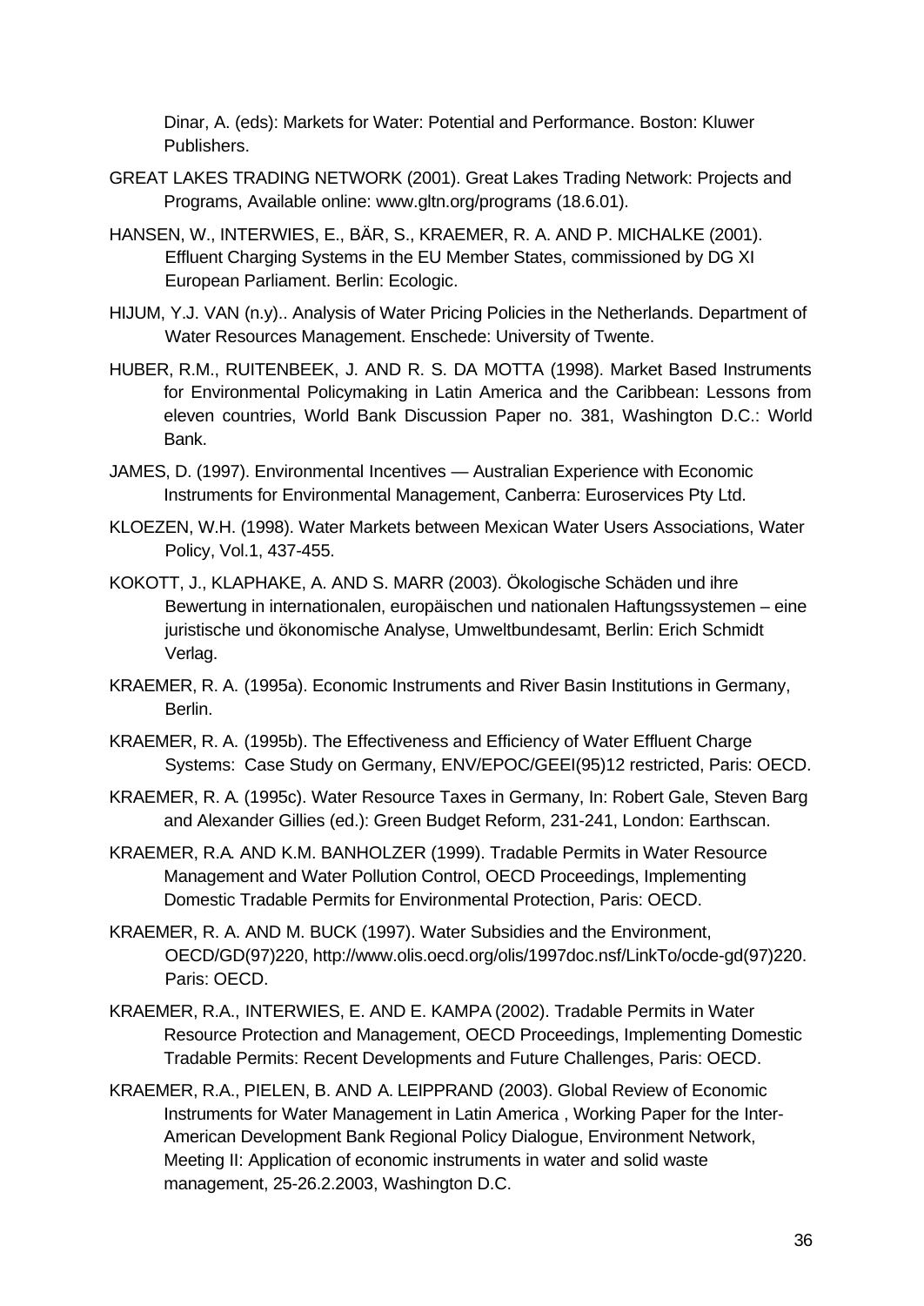Dinar, A. (eds): Markets for Water: Potential and Performance. Boston: Kluwer Publishers.

GREAT LAKES TRADING NETWORK (2001). Great Lakes Trading Network: Projects and Programs, Available online: www.gltn.org/programs (18.6.01).

HANSEN, W., INTERWIES, E., BÄR, S., KRAEMER, R. A. AND P. MICHALKE (2001). Effluent Charging Systems in the EU Member States, commissioned by DG XI European Parliament. Berlin: Ecologic.

HIJUM, Y.J. VAN (n.y).. Analysis of Water Pricing Policies in the Netherlands. Department of Water Resources Management. Enschede: University of Twente.

HUBER, R.M., RUITENBEEK, J. AND R. S. DA MOTTA (1998). Market Based Instruments for Environmental Policymaking in Latin America and the Caribbean: Lessons from eleven countries, World Bank Discussion Paper no. 381, Washington D.C.: World Bank.

JAMES, D. (1997). Environmental Incentives — Australian Experience with Economic Instruments for Environmental Management, Canberra: Euroservices Pty Ltd.

KLOEZEN, W.H. (1998). Water Markets between Mexican Water Users Associations, Water Policy, Vol.1, 437-455.

KOKOTT, J., KLAPHAKE, A. AND S. MARR (2003). Ökologische Schäden und ihre Bewertung in internationalen, europäischen und nationalen Haftungssystemen – eine juristische und ökonomische Analyse, Umweltbundesamt, Berlin: Erich Schmidt Verlag.

KRAEMER, R. A. (1995a). Economic Instruments and River Basin Institutions in Germany, Berlin.

KRAEMER, R. A. (1995b). The Effectiveness and Efficiency of Water Effluent Charge Systems: Case Study on Germany, ENV/EPOC/GEEI(95)12 restricted, Paris: OECD.

KRAEMER, R. A. (1995c). Water Resource Taxes in Germany, In: Robert Gale, Steven Barg and Alexander Gillies (ed.): Green Budget Reform, 231-241, London: Earthscan.

KRAEMER, R.A. AND K.M. BANHOLZER (1999). Tradable Permits in Water Resource Management and Water Pollution Control, OECD Proceedings, Implementing Domestic Tradable Permits for Environmental Protection, Paris: OECD.

KRAEMER, R. A. AND M. BUCK (1997). Water Subsidies and the Environment, OECD/GD(97)220, http://www.olis.oecd.org/olis/1997doc.nsf/LinkTo/ocde-gd(97)220. Paris: OECD.

KRAEMER, R.A., INTERWIES, E. AND E. KAMPA (2002). Tradable Permits in Water Resource Protection and Management, OECD Proceedings, Implementing Domestic Tradable Permits: Recent Developments and Future Challenges, Paris: OECD.

KRAEMER, R.A., PIELEN, B. AND A. LEIPPRAND (2003). Global Review of Economic Instruments for Water Management in Latin America , Working Paper for the Inter-American Development Bank Regional Policy Dialogue, Environment Network, Meeting II: Application of economic instruments in water and solid waste management, 25-26.2.2003, Washington D.C.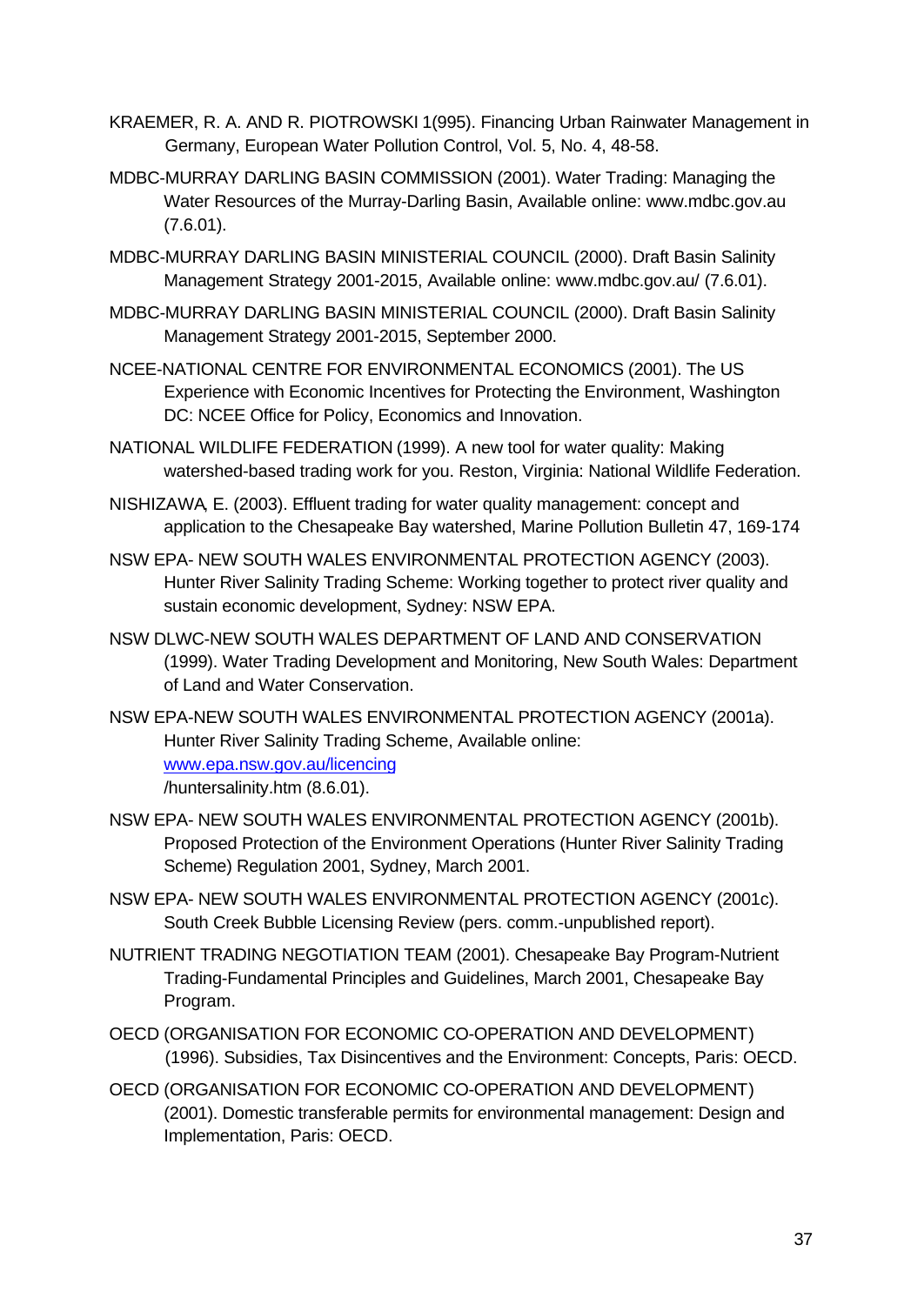KRAEMER, R. A. AND R. PIOTROWSKI 1(995). Financing Urban Rainwater Management in Germany, European Water Pollution Control, Vol. 5, No. 4, 48-58.

MDBC-MURRAY DARLING BASIN COMMISSION (2001). Water Trading: Managing the Water Resources of the Murray-Darling Basin, Available online: www.mdbc.gov.au (7.6.01).

MDBC-MURRAY DARLING BASIN MINISTERIAL COUNCIL (2000). Draft Basin Salinity Management Strategy 2001-2015, Available online: www.mdbc.gov.au/ (7.6.01).

MDBC-MURRAY DARLING BASIN MINISTERIAL COUNCIL (2000). Draft Basin Salinity Management Strategy 2001-2015, September 2000.

NCEE-NATIONAL CENTRE FOR ENVIRONMENTAL ECONOMICS (2001). The US Experience with Economic Incentives for Protecting the Environment, Washington DC: NCEE Office for Policy, Economics and Innovation.

NATIONAL WILDLIFE FEDERATION (1999). A new tool for water quality: Making watershed-based trading work for you. Reston, Virginia: National Wildlife Federation.

NISHIZAWA, E. (2003). Effluent trading for water quality management: concept and application to the Chesapeake Bay watershed, Marine Pollution Bulletin 47, 169-174

NSW EPA- NEW SOUTH WALES ENVIRONMENTAL PROTECTION AGENCY (2003). Hunter River Salinity Trading Scheme: Working together to protect river quality and sustain economic development, Sydney: NSW EPA.

NSW DLWC-NEW SOUTH WALES DEPARTMENT OF LAND AND CONSERVATION (1999). Water Trading Development and Monitoring, New South Wales: Department of Land and Water Conservation.

NSW EPA-NEW SOUTH WALES ENVIRONMENTAL PROTECTION AGENCY (2001a). Hunter River Salinity Trading Scheme, Available online: www.epa.nsw.gov.au/licencing /huntersalinity.htm (8.6.01).

NSW EPA- NEW SOUTH WALES ENVIRONMENTAL PROTECTION AGENCY (2001b). Proposed Protection of the Environment Operations (Hunter River Salinity Trading Scheme) Regulation 2001, Sydney, March 2001.

NSW EPA- NEW SOUTH WALES ENVIRONMENTAL PROTECTION AGENCY (2001c). South Creek Bubble Licensing Review (pers. comm.-unpublished report).

NUTRIENT TRADING NEGOTIATION TEAM (2001). Chesapeake Bay Program-Nutrient Trading-Fundamental Principles and Guidelines, March 2001, Chesapeake Bay Program.

OECD (ORGANISATION FOR ECONOMIC CO-OPERATION AND DEVELOPMENT) (1996). Subsidies, Tax Disincentives and the Environment: Concepts, Paris: OECD.

OECD (ORGANISATION FOR ECONOMIC CO-OPERATION AND DEVELOPMENT) (2001). Domestic transferable permits for environmental management: Design and Implementation, Paris: OECD.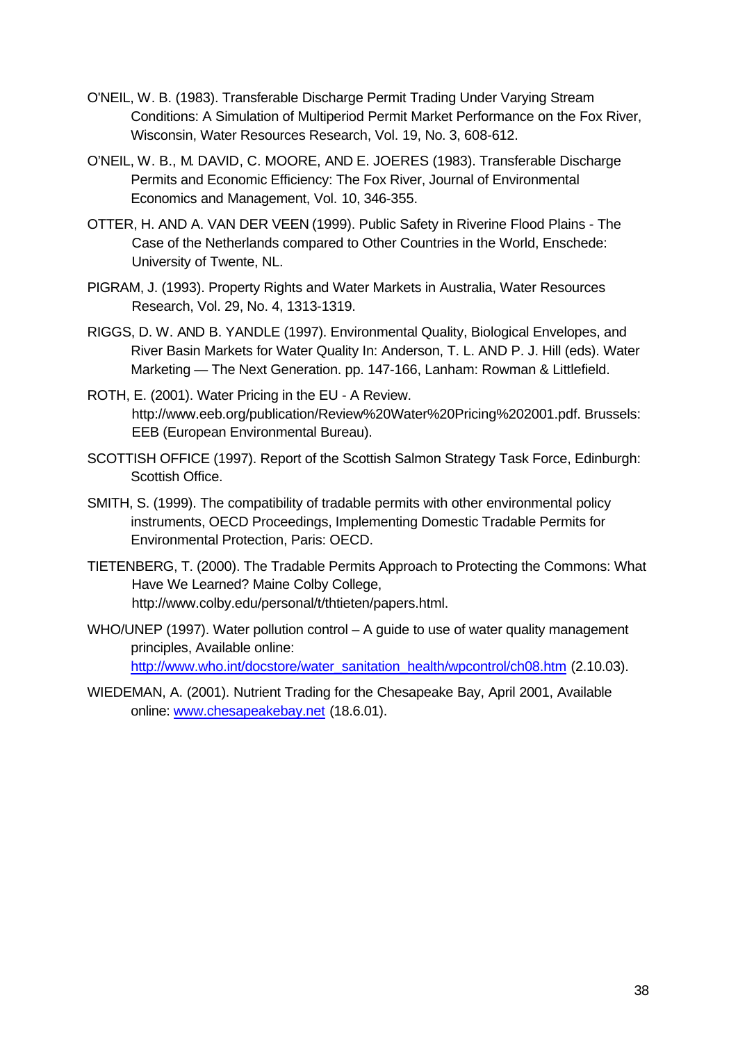O'NEIL, W. B. (1983). Transferable Discharge Permit Trading Under Varying Stream Conditions: A Simulation of Multiperiod Permit Market Performance on the Fox River, Wisconsin, Water Resources Research, Vol. 19, No. 3, 608-612.

O'NEIL, W. B., M. DAVID, C. MOORE, AND E. JOERES (1983). Transferable Discharge Permits and Economic Efficiency: The Fox River, Journal of Environmental Economics and Management, Vol. 10, 346-355.

OTTER, H. AND A. VAN DER VEEN (1999). Public Safety in Riverine Flood Plains - The Case of the Netherlands compared to Other Countries in the World, Enschede: University of Twente, NL.

PIGRAM, J. (1993). Property Rights and Water Markets in Australia, Water Resources Research, Vol. 29, No. 4, 1313-1319.

RIGGS, D. W. AND B. YANDLE (1997). Environmental Quality, Biological Envelopes, and River Basin Markets for Water Quality In: Anderson, T. L. AND P. J. Hill (eds). Water Marketing — The Next Generation. pp. 147-166, Lanham: Rowman & Littlefield.

ROTH, E. (2001). Water Pricing in the EU - A Review. http://www.eeb.org/publication/Review%20Water%20Pricing%202001.pdf. Brussels: EEB (European Environmental Bureau).

SCOTTISH OFFICE (1997). Report of the Scottish Salmon Strategy Task Force, Edinburgh: Scottish Office.

SMITH, S. (1999). The compatibility of tradable permits with other environmental policy instruments, OECD Proceedings, Implementing Domestic Tradable Permits for Environmental Protection, Paris: OECD.

TIETENBERG, T. (2000). The Tradable Permits Approach to Protecting the Commons: What Have We Learned? Maine Colby College, http://www.colby.edu/personal/t/thtieten/papers.html.

WHO/UNEP (1997). Water pollution control – A guide to use of water quality management principles, Available online: http://www.who.int/docstore/water_sanitation_health/wpcontrol/ch08.htm (2.10.03).

WIEDEMAN, A. (2001). Nutrient Trading for the Chesapeake Bay, April 2001, Available online: www.chesapeakebay.net (18.6.01).